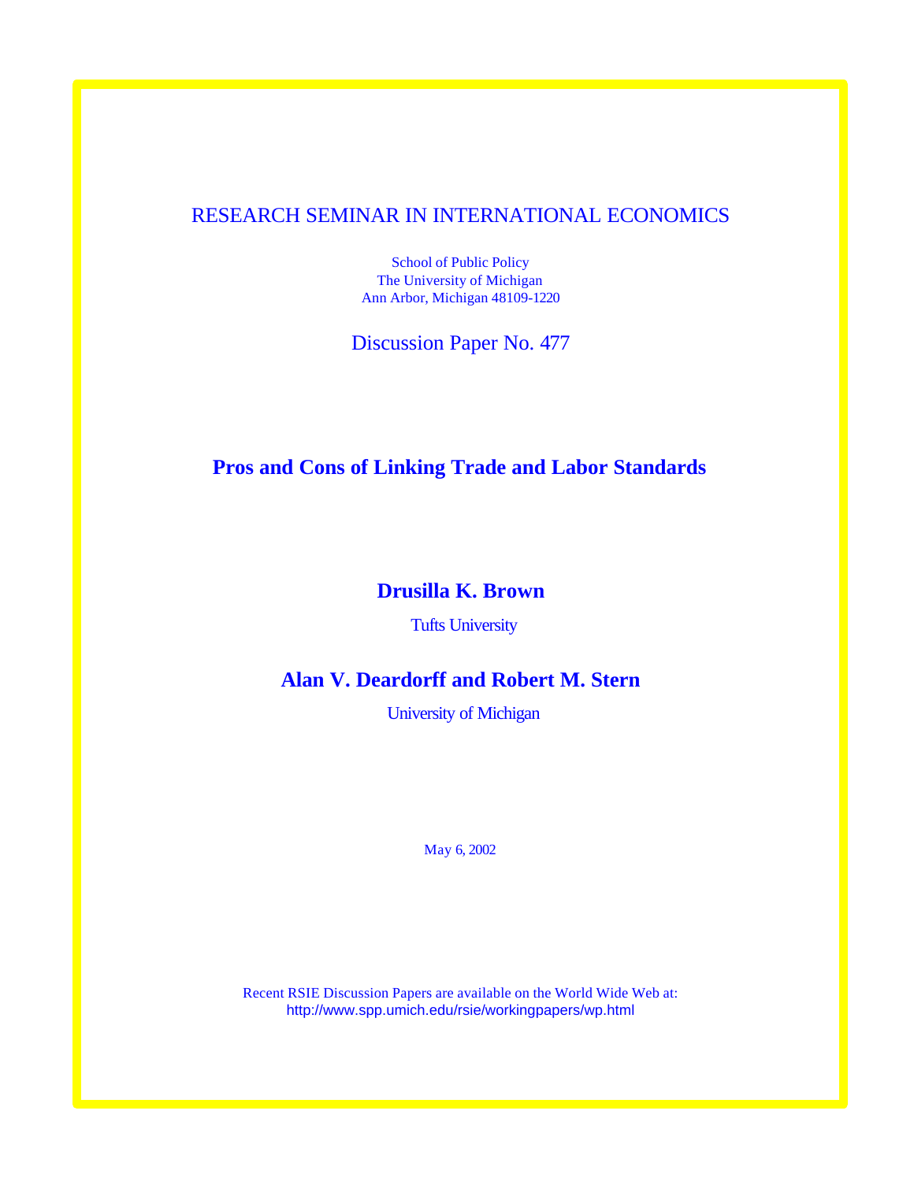RESEARCH SEMINAR IN INTERNATIONAL ECONOMICS

School of Public Policy
The University of Michigan
Ann Arbor, Michigan 48109-1220

Discussion Paper No. 477

# Pros and Cons of Linking Trade and Labor Standards

**Drusilla K. Brown**

Tufts University

**Alan V. Deardorff and Robert M. Stern**

University of Michigan

May 6, 2002

Recent RSIE Discussion Papers are available on the World Wide Web at:
http://www.spp.umich.edu/rsie/workingpapers/wp.html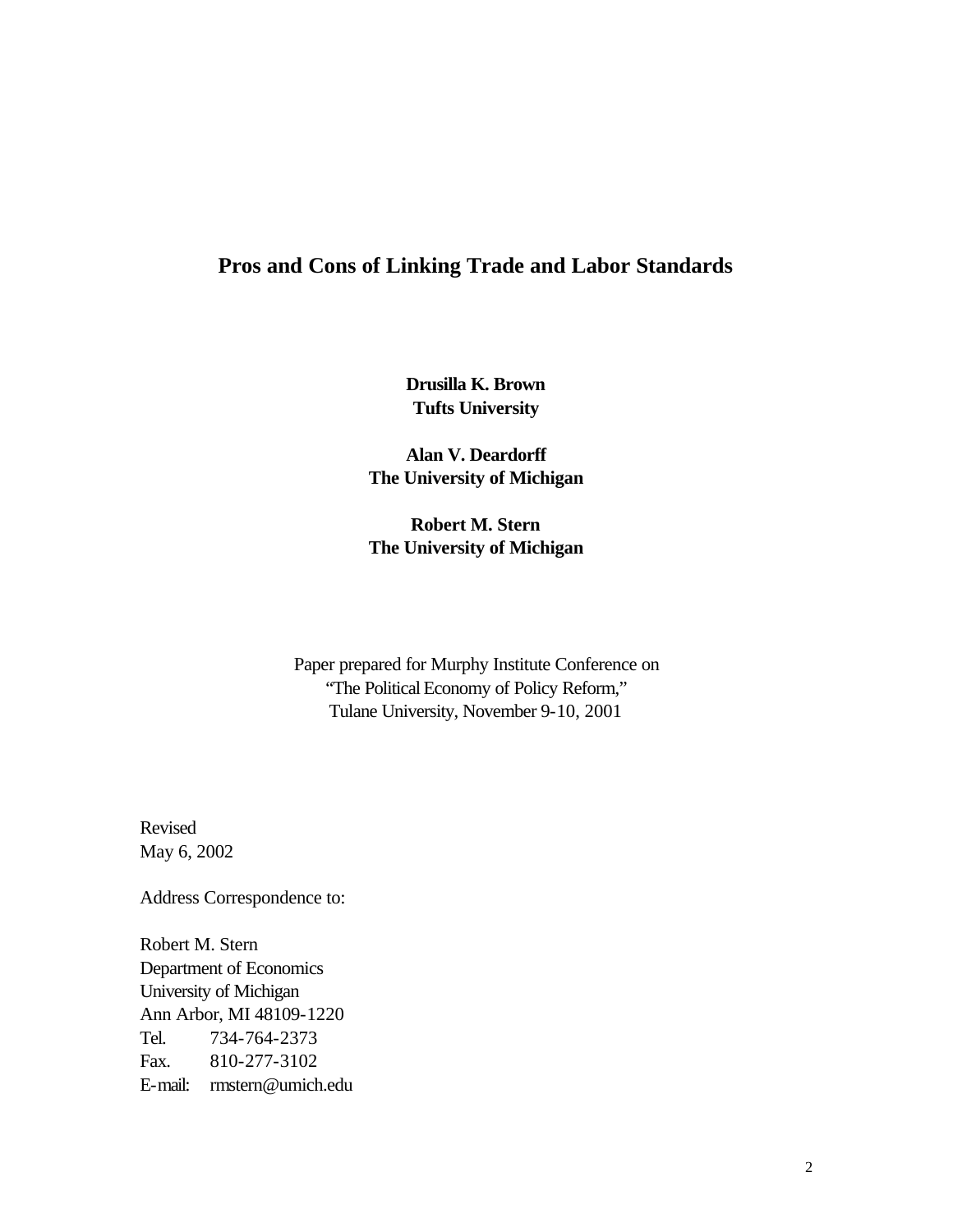# Pros and Cons of Linking Trade and Labor Standards

**Drusilla K. Brown**
**Tufts University**

**Alan V. Deardorff**
**The University of Michigan**

**Robert M. Stern**
**The University of Michigan**

Paper prepared for Murphy Institute Conference on
"The Political Economy of Policy Reform,"
Tulane University, November 9-10, 2001

Revised
May 6, 2002

Address Correspondence to:

Robert M. Stern
Department of Economics
University of Michigan
Ann Arbor, MI 48109-1220
Tel. 734-764-2373
Fax. 810-277-3102
E-mail: rmstern@umich.edu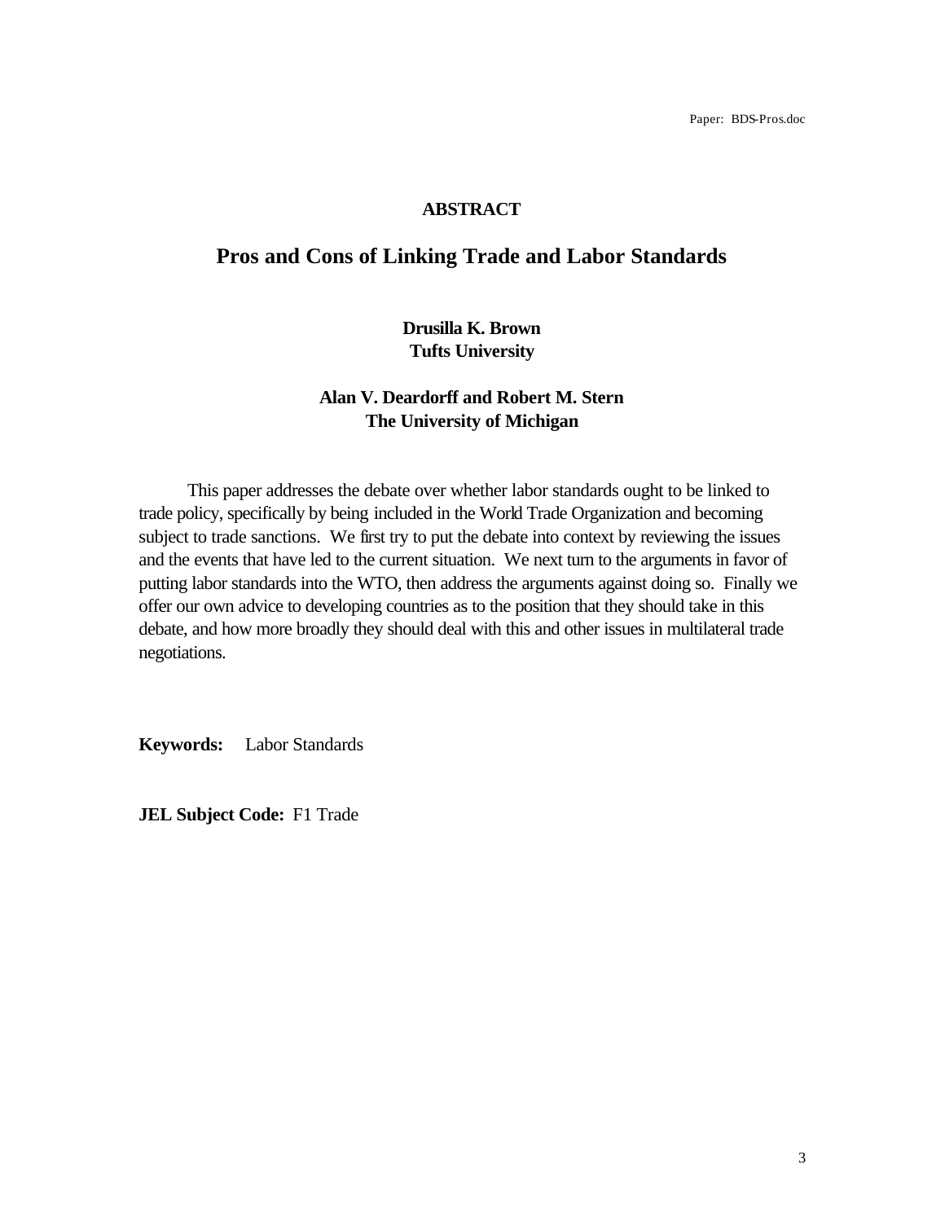## ABSTRACT

# Pros and Cons of Linking Trade and Labor Standards

**Drusilla K. Brown**
**Tufts University**

**Alan V. Deardorff and Robert M. Stern**
**The University of Michigan**

This paper addresses the debate over whether labor standards ought to be linked to trade policy, specifically by being included in the World Trade Organization and becoming subject to trade sanctions. We first try to put the debate into context by reviewing the issues and the events that have led to the current situation. We next turn to the arguments in favor of putting labor standards into the WTO, then address the arguments against doing so. Finally we offer our own advice to developing countries as to the position that they should take in this debate, and how more broadly they should deal with this and other issues in multilateral trade negotiations.

**Keywords:** Labor Standards

**JEL Subject Code:** F1 Trade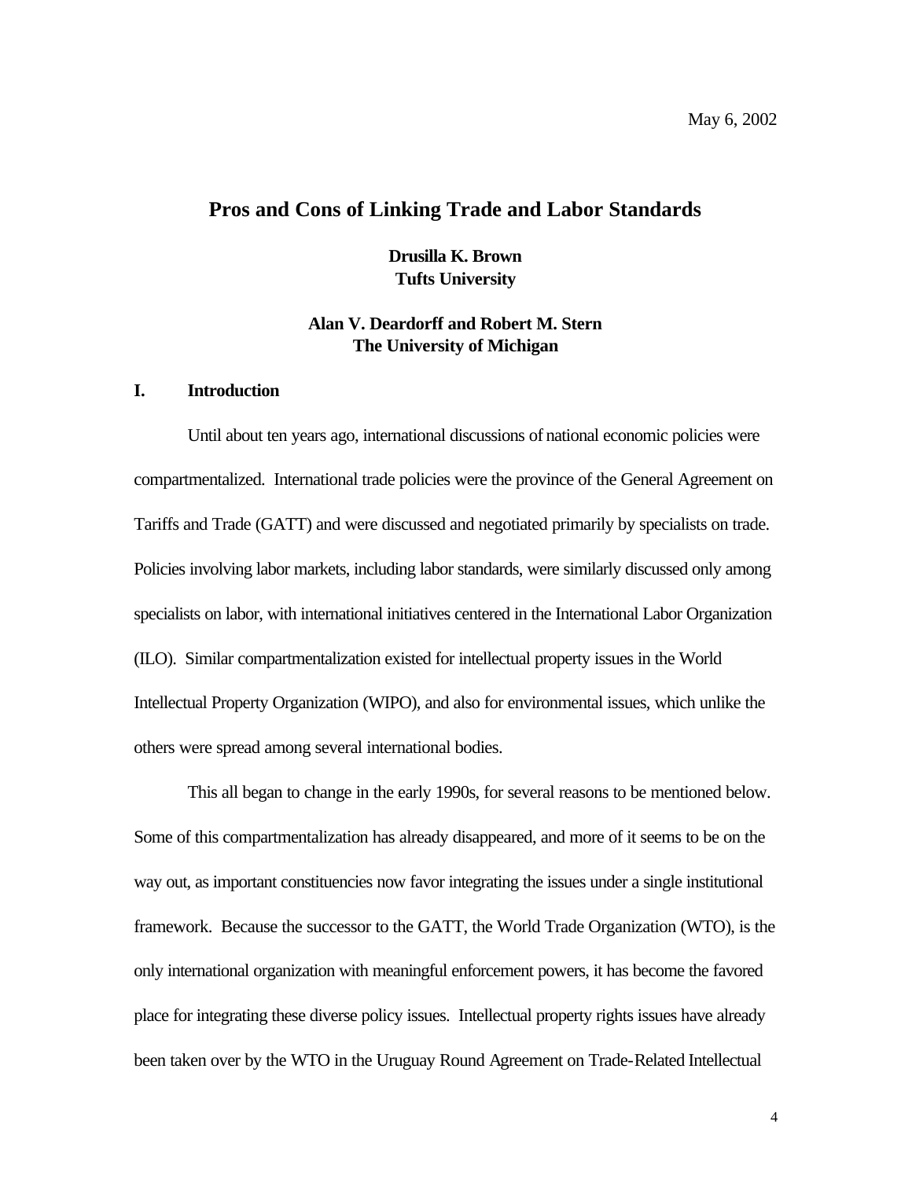May 6, 2002

# Pros and Cons of Linking Trade and Labor Standards

**Drusilla K. Brown**
**Tufts University**

**Alan V. Deardorff and Robert M. Stern**
**The University of Michigan**

## I. Introduction

Until about ten years ago, international discussions of national economic policies were compartmentalized. International trade policies were the province of the General Agreement on Tariffs and Trade (GATT) and were discussed and negotiated primarily by specialists on trade. Policies involving labor markets, including labor standards, were similarly discussed only among specialists on labor, with international initiatives centered in the International Labor Organization (ILO). Similar compartmentalization existed for intellectual property issues in the World Intellectual Property Organization (WIPO), and also for environmental issues, which unlike the others were spread among several international bodies.

This all began to change in the early 1990s, for several reasons to be mentioned below. Some of this compartmentalization has already disappeared, and more of it seems to be on the way out, as important constituencies now favor integrating the issues under a single institutional framework. Because the successor to the GATT, the World Trade Organization (WTO), is the only international organization with meaningful enforcement powers, it has become the favored place for integrating these diverse policy issues. Intellectual property rights issues have already been taken over by the WTO in the Uruguay Round Agreement on Trade-Related Intellectual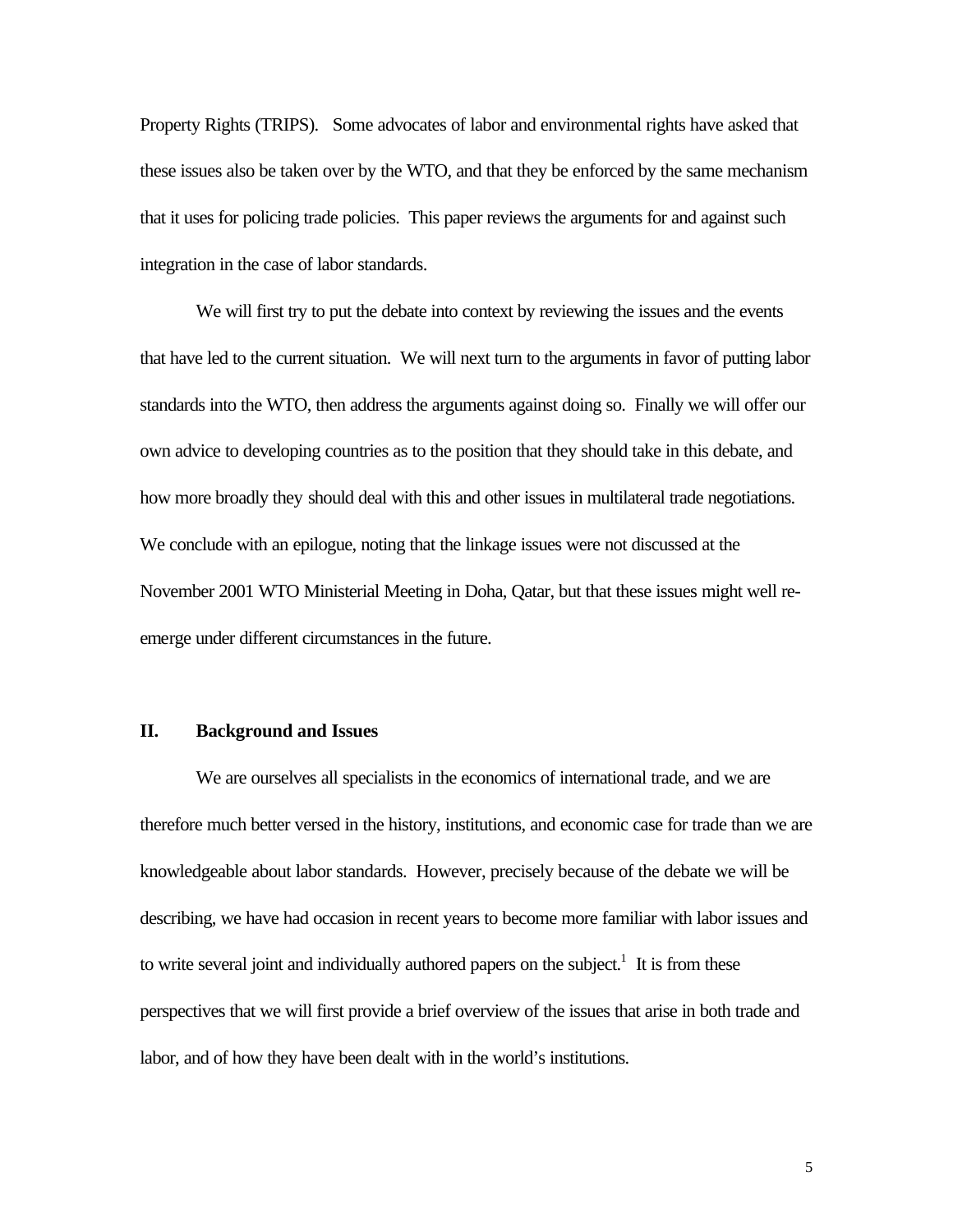Property Rights (TRIPS). Some advocates of labor and environmental rights have asked that these issues also be taken over by the WTO, and that they be enforced by the same mechanism that it uses for policing trade policies. This paper reviews the arguments for and against such integration in the case of labor standards.

We will first try to put the debate into context by reviewing the issues and the events that have led to the current situation. We will next turn to the arguments in favor of putting labor standards into the WTO, then address the arguments against doing so. Finally we will offer our own advice to developing countries as to the position that they should take in this debate, and how more broadly they should deal with this and other issues in multilateral trade negotiations. We conclude with an epilogue, noting that the linkage issues were not discussed at the November 2001 WTO Ministerial Meeting in Doha, Qatar, but that these issues might well re-emerge under different circumstances in the future.

## II. Background and Issues

We are ourselves all specialists in the economics of international trade, and we are therefore much better versed in the history, institutions, and economic case for trade than we are knowledgeable about labor standards. However, precisely because of the debate we will be describing, we have had occasion in recent years to become more familiar with labor issues and to write several joint and individually authored papers on the subject.[1] It is from these perspectives that we will first provide a brief overview of the issues that arise in both trade and labor, and of how they have been dealt with in the world's institutions.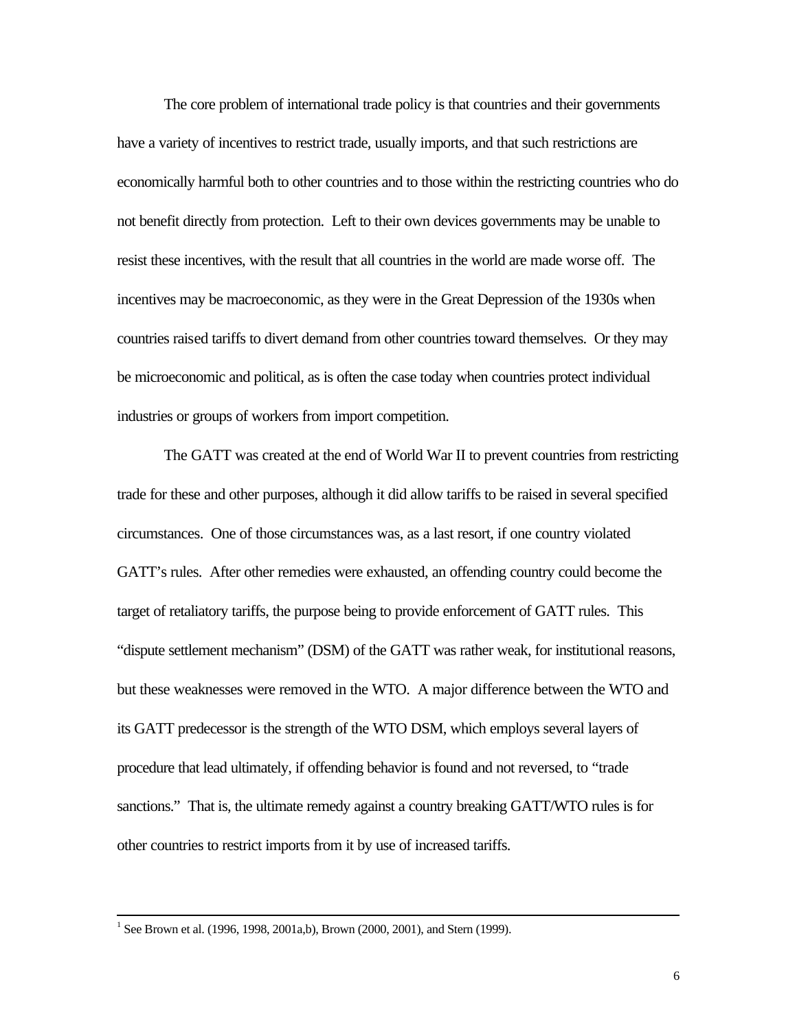The core problem of international trade policy is that countries and their governments have a variety of incentives to restrict trade, usually imports, and that such restrictions are economically harmful both to other countries and to those within the restricting countries who do not benefit directly from protection. Left to their own devices governments may be unable to resist these incentives, with the result that all countries in the world are made worse off. The incentives may be macroeconomic, as they were in the Great Depression of the 1930s when countries raised tariffs to divert demand from other countries toward themselves. Or they may be microeconomic and political, as is often the case today when countries protect individual industries or groups of workers from import competition.

The GATT was created at the end of World War II to prevent countries from restricting trade for these and other purposes, although it did allow tariffs to be raised in several specified circumstances. One of those circumstances was, as a last resort, if one country violated GATT's rules. After other remedies were exhausted, an offending country could become the target of retaliatory tariffs, the purpose being to provide enforcement of GATT rules. This "dispute settlement mechanism" (DSM) of the GATT was rather weak, for institutional reasons, but these weaknesses were removed in the WTO. A major difference between the WTO and its GATT predecessor is the strength of the WTO DSM, which employs several layers of procedure that lead ultimately, if offending behavior is found and not reversed, to "trade sanctions." That is, the ultimate remedy against a country breaking GATT/WTO rules is for other countries to restrict imports from it by use of increased tariffs.

---

[1] See Brown et al. (1996, 1998, 2001a,b), Brown (2000, 2001), and Stern (1999).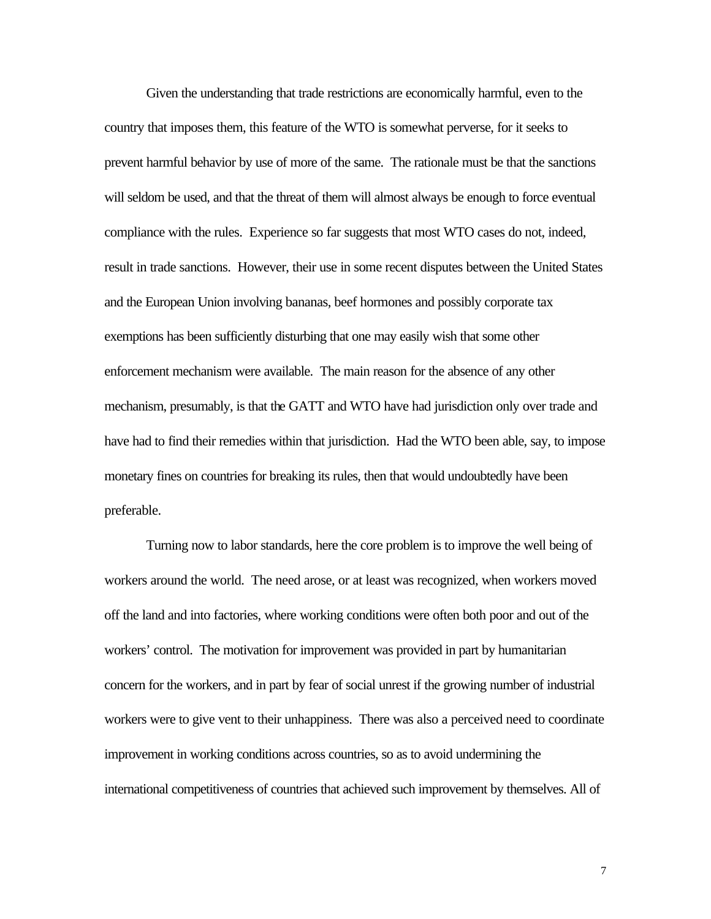Given the understanding that trade restrictions are economically harmful, even to the country that imposes them, this feature of the WTO is somewhat perverse, for it seeks to prevent harmful behavior by use of more of the same. The rationale must be that the sanctions will seldom be used, and that the threat of them will almost always be enough to force eventual compliance with the rules. Experience so far suggests that most WTO cases do not, indeed, result in trade sanctions. However, their use in some recent disputes between the United States and the European Union involving bananas, beef hormones and possibly corporate tax exemptions has been sufficiently disturbing that one may easily wish that some other enforcement mechanism were available. The main reason for the absence of any other mechanism, presumably, is that the GATT and WTO have had jurisdiction only over trade and have had to find their remedies within that jurisdiction. Had the WTO been able, say, to impose monetary fines on countries for breaking its rules, then that would undoubtedly have been preferable.

Turning now to labor standards, here the core problem is to improve the well being of workers around the world. The need arose, or at least was recognized, when workers moved off the land and into factories, where working conditions were often both poor and out of the workers' control. The motivation for improvement was provided in part by humanitarian concern for the workers, and in part by fear of social unrest if the growing number of industrial workers were to give vent to their unhappiness. There was also a perceived need to coordinate improvement in working conditions across countries, so as to avoid undermining the international competitiveness of countries that achieved such improvement by themselves. All of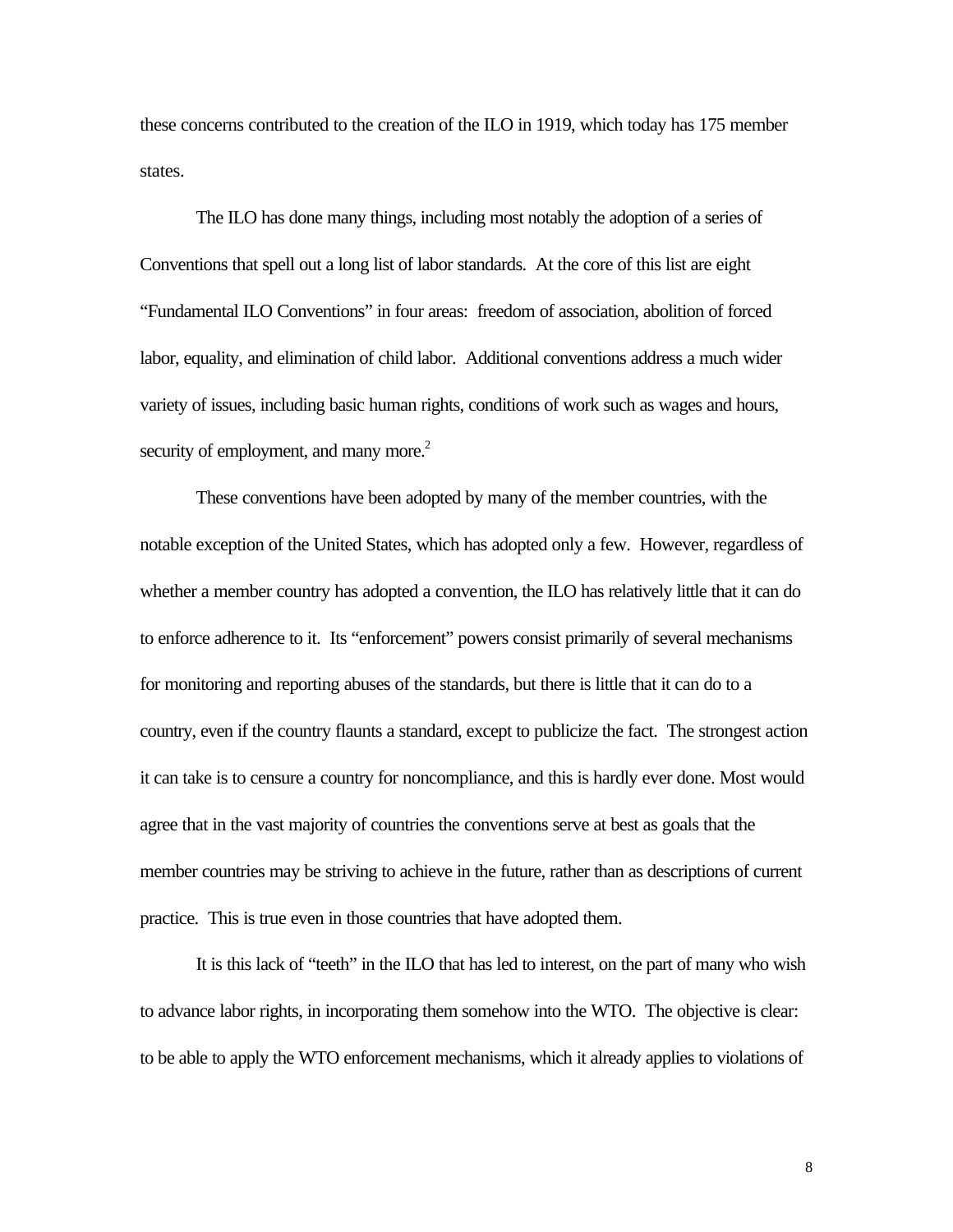these concerns contributed to the creation of the ILO in 1919, which today has 175 member states.

The ILO has done many things, including most notably the adoption of a series of Conventions that spell out a long list of labor standards. At the core of this list are eight "Fundamental ILO Conventions" in four areas: freedom of association, abolition of forced labor, equality, and elimination of child labor. Additional conventions address a much wider variety of issues, including basic human rights, conditions of work such as wages and hours, security of employment, and many more.[2]

These conventions have been adopted by many of the member countries, with the notable exception of the United States, which has adopted only a few. However, regardless of whether a member country has adopted a convention, the ILO has relatively little that it can do to enforce adherence to it. Its "enforcement" powers consist primarily of several mechanisms for monitoring and reporting abuses of the standards, but there is little that it can do to a country, even if the country flaunts a standard, except to publicize the fact. The strongest action it can take is to censure a country for noncompliance, and this is hardly ever done. Most would agree that in the vast majority of countries the conventions serve at best as goals that the member countries may be striving to achieve in the future, rather than as descriptions of current practice. This is true even in those countries that have adopted them.

It is this lack of "teeth" in the ILO that has led to interest, on the part of many who wish to advance labor rights, in incorporating them somehow into the WTO. The objective is clear: to be able to apply the WTO enforcement mechanisms, which it already applies to violations of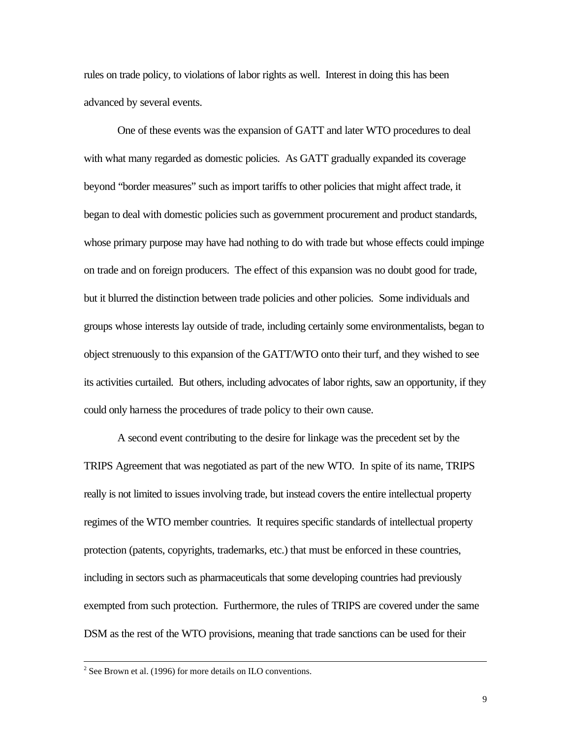rules on trade policy, to violations of labor rights as well. Interest in doing this has been advanced by several events.

One of these events was the expansion of GATT and later WTO procedures to deal with what many regarded as domestic policies. As GATT gradually expanded its coverage beyond "border measures" such as import tariffs to other policies that might affect trade, it began to deal with domestic policies such as government procurement and product standards, whose primary purpose may have had nothing to do with trade but whose effects could impinge on trade and on foreign producers. The effect of this expansion was no doubt good for trade, but it blurred the distinction between trade policies and other policies. Some individuals and groups whose interests lay outside of trade, including certainly some environmentalists, began to object strenuously to this expansion of the GATT/WTO onto their turf, and they wished to see its activities curtailed. But others, including advocates of labor rights, saw an opportunity, if they could only harness the procedures of trade policy to their own cause.

A second event contributing to the desire for linkage was the precedent set by the TRIPS Agreement that was negotiated as part of the new WTO. In spite of its name, TRIPS really is not limited to issues involving trade, but instead covers the entire intellectual property regimes of the WTO member countries. It requires specific standards of intellectual property protection (patents, copyrights, trademarks, etc.) that must be enforced in these countries, including in sectors such as pharmaceuticals that some developing countries had previously exempted from such protection. Furthermore, the rules of TRIPS are covered under the same DSM as the rest of the WTO provisions, meaning that trade sanctions can be used for their

---

[2] See Brown et al. (1996) for more details on ILO conventions.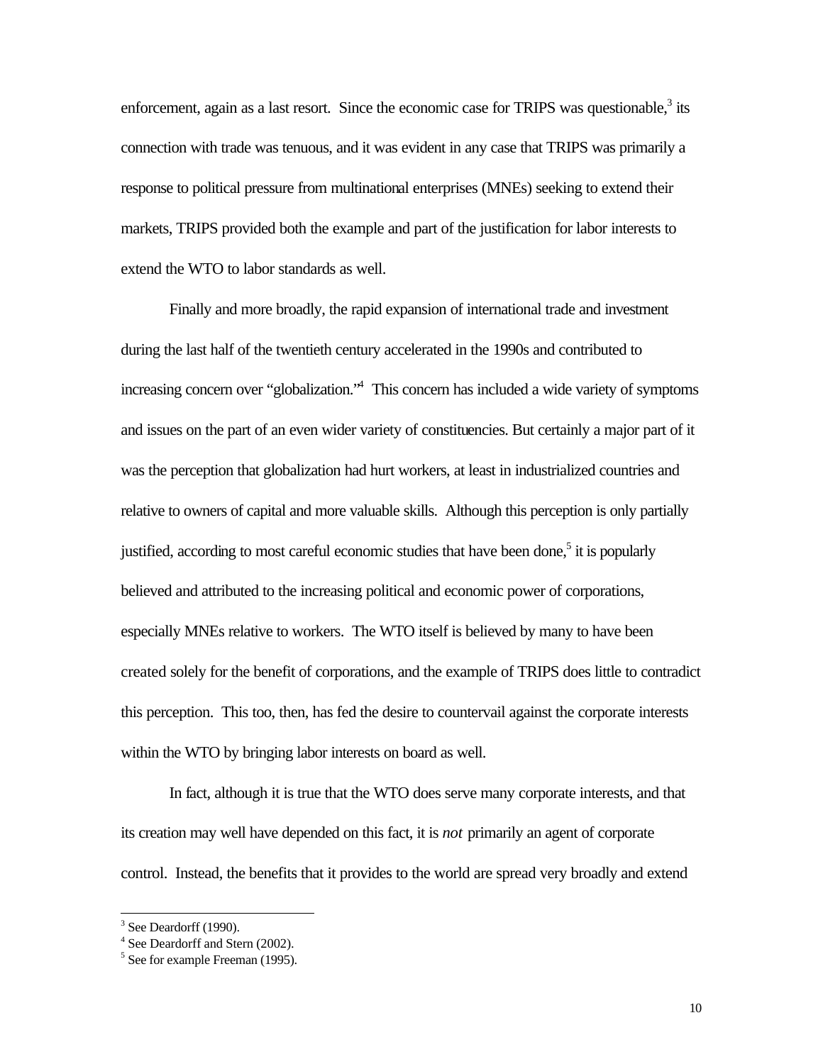enforcement, again as a last resort. Since the economic case for TRIPS was questionable,[3] its connection with trade was tenuous, and it was evident in any case that TRIPS was primarily a response to political pressure from multinational enterprises (MNEs) seeking to extend their markets, TRIPS provided both the example and part of the justification for labor interests to extend the WTO to labor standards as well.

Finally and more broadly, the rapid expansion of international trade and investment during the last half of the twentieth century accelerated in the 1990s and contributed to increasing concern over "globalization."[4] This concern has included a wide variety of symptoms and issues on the part of an even wider variety of constituencies. But certainly a major part of it was the perception that globalization had hurt workers, at least in industrialized countries and relative to owners of capital and more valuable skills. Although this perception is only partially justified, according to most careful economic studies that have been done,[5] it is popularly believed and attributed to the increasing political and economic power of corporations, especially MNEs relative to workers. The WTO itself is believed by many to have been created solely for the benefit of corporations, and the example of TRIPS does little to contradict this perception. This too, then, has fed the desire to countervail against the corporate interests within the WTO by bringing labor interests on board as well.

In fact, although it is true that the WTO does serve many corporate interests, and that its creation may well have depended on this fact, it is *not* primarily an agent of corporate control. Instead, the benefits that it provides to the world are spread very broadly and extend

---

[3] See Deardorff (1990).

[4] See Deardorff and Stern (2002).

[5] See for example Freeman (1995).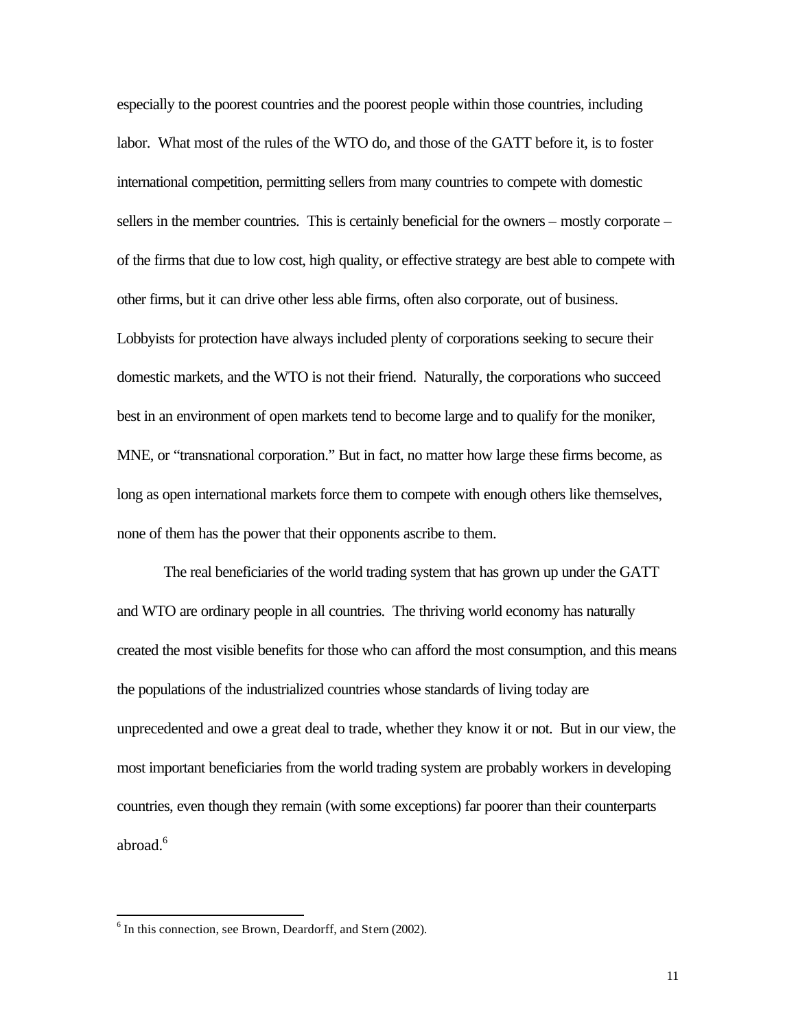especially to the poorest countries and the poorest people within those countries, including labor. What most of the rules of the WTO do, and those of the GATT before it, is to foster international competition, permitting sellers from many countries to compete with domestic sellers in the member countries. This is certainly beneficial for the owners – mostly corporate – of the firms that due to low cost, high quality, or effective strategy are best able to compete with other firms, but it can drive other less able firms, often also corporate, out of business. Lobbyists for protection have always included plenty of corporations seeking to secure their domestic markets, and the WTO is not their friend. Naturally, the corporations who succeed best in an environment of open markets tend to become large and to qualify for the moniker, MNE, or "transnational corporation." But in fact, no matter how large these firms become, as long as open international markets force them to compete with enough others like themselves, none of them has the power that their opponents ascribe to them.

The real beneficiaries of the world trading system that has grown up under the GATT and WTO are ordinary people in all countries. The thriving world economy has naturally created the most visible benefits for those who can afford the most consumption, and this means the populations of the industrialized countries whose standards of living today are unprecedented and owe a great deal to trade, whether they know it or not. But in our view, the most important beneficiaries from the world trading system are probably workers in developing countries, even though they remain (with some exceptions) far poorer than their counterparts abroad.[6]

[6] In this connection, see Brown, Deardorff, and Stern (2002).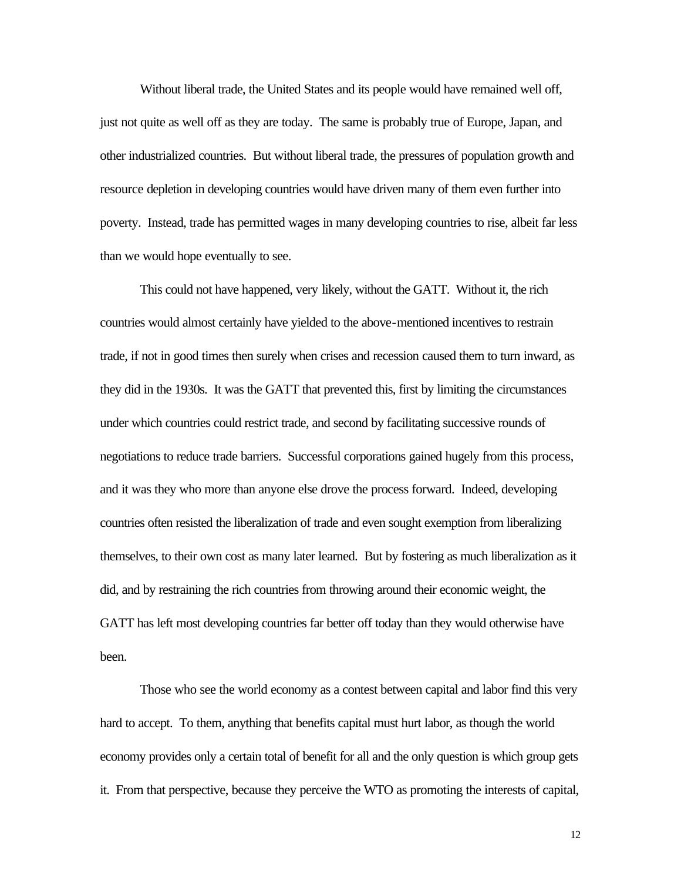Without liberal trade, the United States and its people would have remained well off, just not quite as well off as they are today. The same is probably true of Europe, Japan, and other industrialized countries. But without liberal trade, the pressures of population growth and resource depletion in developing countries would have driven many of them even further into poverty. Instead, trade has permitted wages in many developing countries to rise, albeit far less than we would hope eventually to see.

This could not have happened, very likely, without the GATT. Without it, the rich countries would almost certainly have yielded to the above-mentioned incentives to restrain trade, if not in good times then surely when crises and recession caused them to turn inward, as they did in the 1930s. It was the GATT that prevented this, first by limiting the circumstances under which countries could restrict trade, and second by facilitating successive rounds of negotiations to reduce trade barriers. Successful corporations gained hugely from this process, and it was they who more than anyone else drove the process forward. Indeed, developing countries often resisted the liberalization of trade and even sought exemption from liberalizing themselves, to their own cost as many later learned. But by fostering as much liberalization as it did, and by restraining the rich countries from throwing around their economic weight, the GATT has left most developing countries far better off today than they would otherwise have been.

Those who see the world economy as a contest between capital and labor find this very hard to accept. To them, anything that benefits capital must hurt labor, as though the world economy provides only a certain total of benefit for all and the only question is which group gets it. From that perspective, because they perceive the WTO as promoting the interests of capital,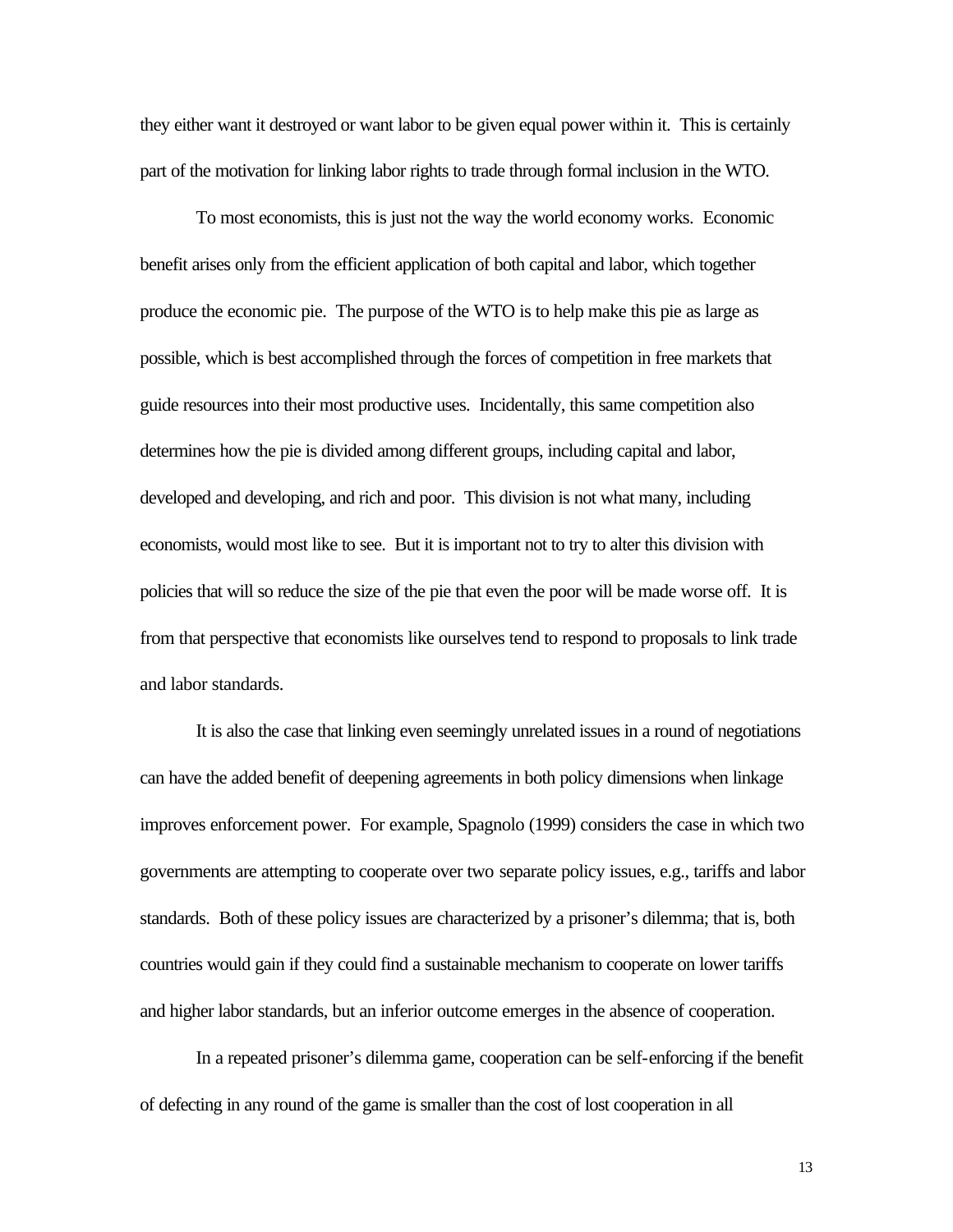they either want it destroyed or want labor to be given equal power within it. This is certainly part of the motivation for linking labor rights to trade through formal inclusion in the WTO.

To most economists, this is just not the way the world economy works. Economic benefit arises only from the efficient application of both capital and labor, which together produce the economic pie. The purpose of the WTO is to help make this pie as large as possible, which is best accomplished through the forces of competition in free markets that guide resources into their most productive uses. Incidentally, this same competition also determines how the pie is divided among different groups, including capital and labor, developed and developing, and rich and poor. This division is not what many, including economists, would most like to see. But it is important not to try to alter this division with policies that will so reduce the size of the pie that even the poor will be made worse off. It is from that perspective that economists like ourselves tend to respond to proposals to link trade and labor standards.

It is also the case that linking even seemingly unrelated issues in a round of negotiations can have the added benefit of deepening agreements in both policy dimensions when linkage improves enforcement power. For example, Spagnolo (1999) considers the case in which two governments are attempting to cooperate over two separate policy issues, e.g., tariffs and labor standards. Both of these policy issues are characterized by a prisoner's dilemma; that is, both countries would gain if they could find a sustainable mechanism to cooperate on lower tariffs and higher labor standards, but an inferior outcome emerges in the absence of cooperation.

In a repeated prisoner's dilemma game, cooperation can be self-enforcing if the benefit of defecting in any round of the game is smaller than the cost of lost cooperation in all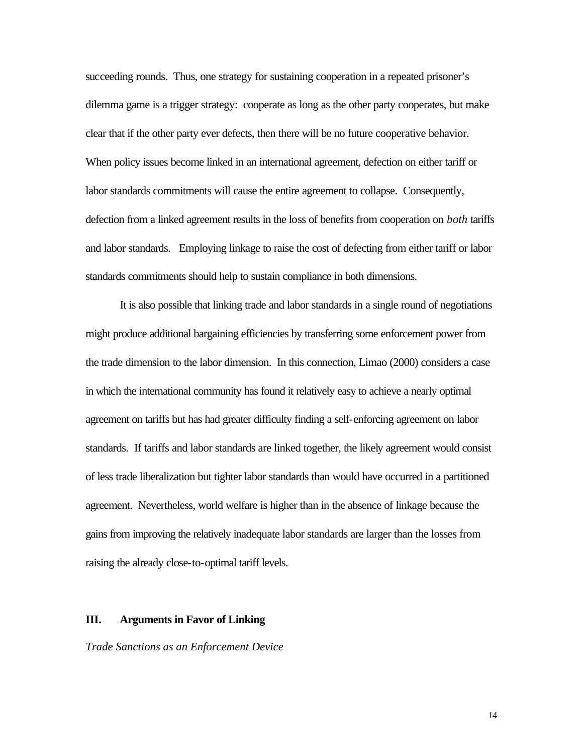succeeding rounds. Thus, one strategy for sustaining cooperation in a repeated prisoner's dilemma game is a trigger strategy: cooperate as long as the other party cooperates, but make clear that if the other party ever defects, then there will be no future cooperative behavior. When policy issues become linked in an international agreement, defection on either tariff or labor standards commitments will cause the entire agreement to collapse. Consequently, defection from a linked agreement results in the loss of benefits from cooperation on *both* tariffs and labor standards. Employing linkage to raise the cost of defecting from either tariff or labor standards commitments should help to sustain compliance in both dimensions.

It is also possible that linking trade and labor standards in a single round of negotiations might produce additional bargaining efficiencies by transferring some enforcement power from the trade dimension to the labor dimension. In this connection, Limao (2000) considers a case in which the international community has found it relatively easy to achieve a nearly optimal agreement on tariffs but has had greater difficulty finding a self-enforcing agreement on labor standards. If tariffs and labor standards are linked together, the likely agreement would consist of less trade liberalization but tighter labor standards than would have occurred in a partitioned agreement. Nevertheless, world welfare is higher than in the absence of linkage because the gains from improving the relatively inadequate labor standards are larger than the losses from raising the already close-to-optimal tariff levels.

## III. Arguments in Favor of Linking

*Trade Sanctions as an Enforcement Device*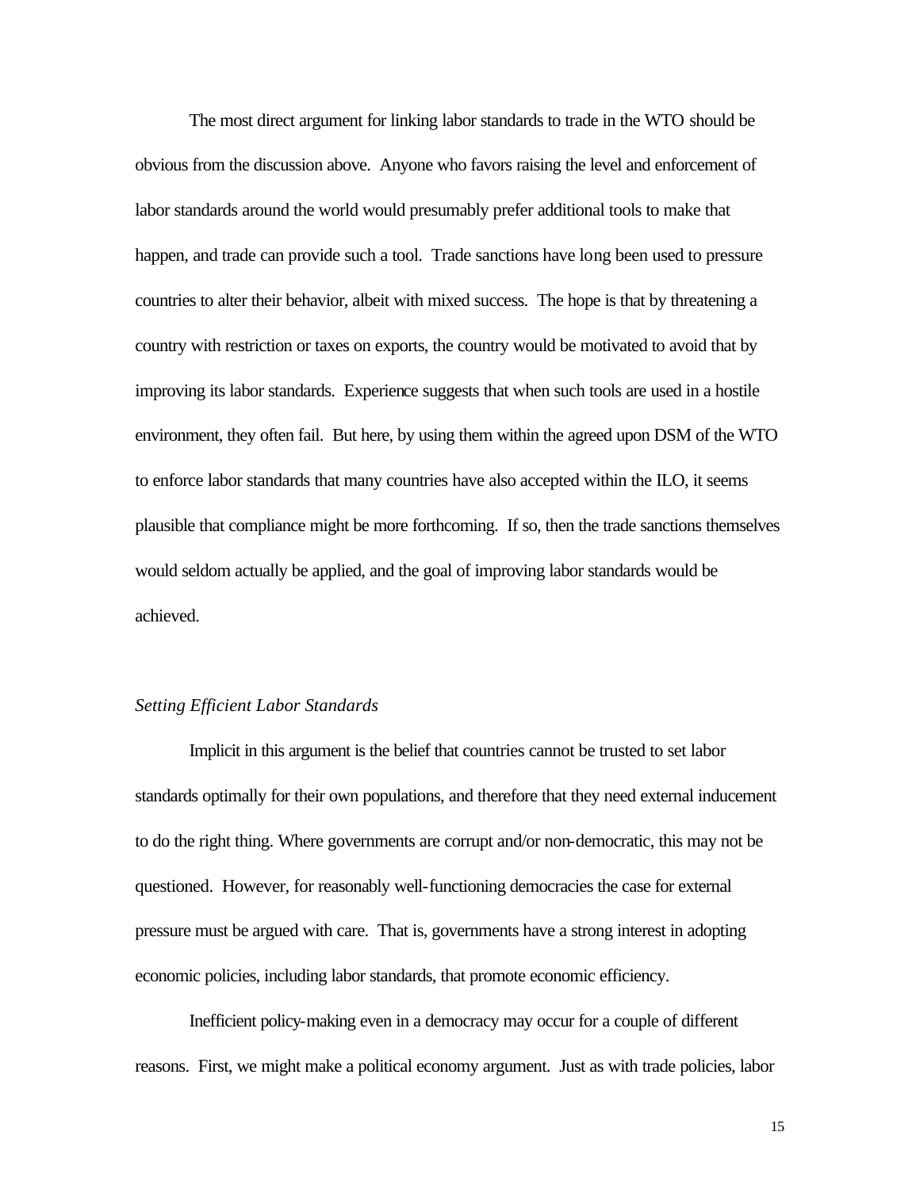The most direct argument for linking labor standards to trade in the WTO should be obvious from the discussion above. Anyone who favors raising the level and enforcement of labor standards around the world would presumably prefer additional tools to make that happen, and trade can provide such a tool. Trade sanctions have long been used to pressure countries to alter their behavior, albeit with mixed success. The hope is that by threatening a country with restriction or taxes on exports, the country would be motivated to avoid that by improving its labor standards. Experience suggests that when such tools are used in a hostile environment, they often fail. But here, by using them within the agreed upon DSM of the WTO to enforce labor standards that many countries have also accepted within the ILO, it seems plausible that compliance might be more forthcoming. If so, then the trade sanctions themselves would seldom actually be applied, and the goal of improving labor standards would be achieved.

*Setting Efficient Labor Standards*

Implicit in this argument is the belief that countries cannot be trusted to set labor standards optimally for their own populations, and therefore that they need external inducement to do the right thing. Where governments are corrupt and/or non-democratic, this may not be questioned. However, for reasonably well-functioning democracies the case for external pressure must be argued with care. That is, governments have a strong interest in adopting economic policies, including labor standards, that promote economic efficiency.

Inefficient policy-making even in a democracy may occur for a couple of different reasons. First, we might make a political economy argument. Just as with trade policies, labor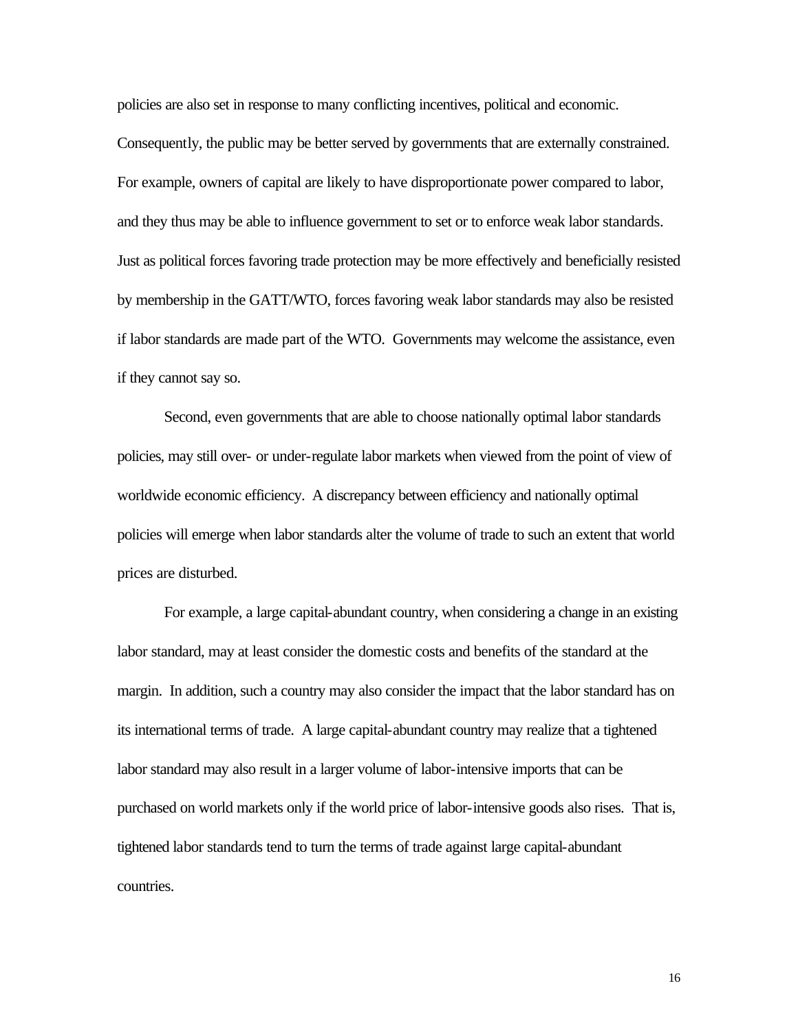policies are also set in response to many conflicting incentives, political and economic. Consequently, the public may be better served by governments that are externally constrained. For example, owners of capital are likely to have disproportionate power compared to labor, and they thus may be able to influence government to set or to enforce weak labor standards. Just as political forces favoring trade protection may be more effectively and beneficially resisted by membership in the GATT/WTO, forces favoring weak labor standards may also be resisted if labor standards are made part of the WTO. Governments may welcome the assistance, even if they cannot say so.

Second, even governments that are able to choose nationally optimal labor standards policies, may still over- or under-regulate labor markets when viewed from the point of view of worldwide economic efficiency. A discrepancy between efficiency and nationally optimal policies will emerge when labor standards alter the volume of trade to such an extent that world prices are disturbed.

For example, a large capital-abundant country, when considering a change in an existing labor standard, may at least consider the domestic costs and benefits of the standard at the margin. In addition, such a country may also consider the impact that the labor standard has on its international terms of trade. A large capital-abundant country may realize that a tightened labor standard may also result in a larger volume of labor-intensive imports that can be purchased on world markets only if the world price of labor-intensive goods also rises. That is, tightened labor standards tend to turn the terms of trade against large capital-abundant countries.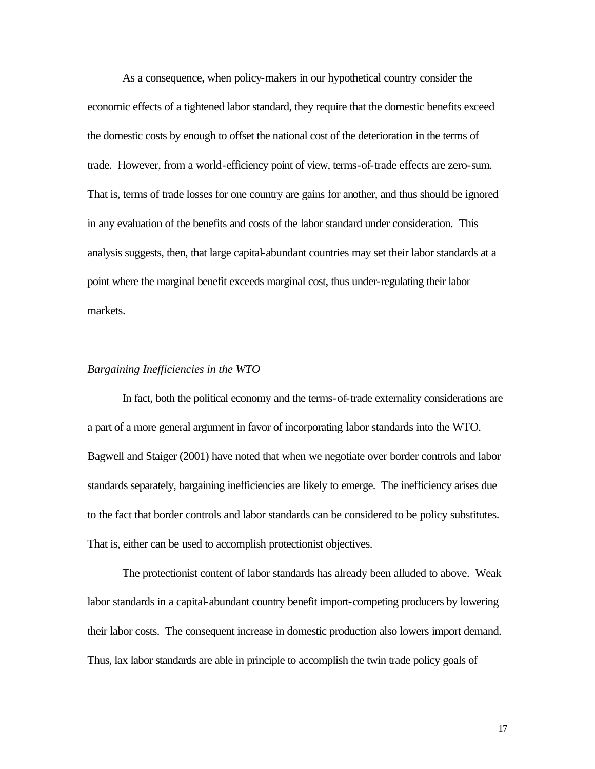As a consequence, when policy-makers in our hypothetical country consider the economic effects of a tightened labor standard, they require that the domestic benefits exceed the domestic costs by enough to offset the national cost of the deterioration in the terms of trade. However, from a world-efficiency point of view, terms-of-trade effects are zero-sum. That is, terms of trade losses for one country are gains for another, and thus should be ignored in any evaluation of the benefits and costs of the labor standard under consideration. This analysis suggests, then, that large capital-abundant countries may set their labor standards at a point where the marginal benefit exceeds marginal cost, thus under-regulating their labor markets.

### *Bargaining Inefficiencies in the WTO*

In fact, both the political economy and the terms-of-trade externality considerations are a part of a more general argument in favor of incorporating labor standards into the WTO. Bagwell and Staiger (2001) have noted that when we negotiate over border controls and labor standards separately, bargaining inefficiencies are likely to emerge. The inefficiency arises due to the fact that border controls and labor standards can be considered to be policy substitutes. That is, either can be used to accomplish protectionist objectives.

The protectionist content of labor standards has already been alluded to above. Weak labor standards in a capital-abundant country benefit import-competing producers by lowering their labor costs. The consequent increase in domestic production also lowers import demand. Thus, lax labor standards are able in principle to accomplish the twin trade policy goals of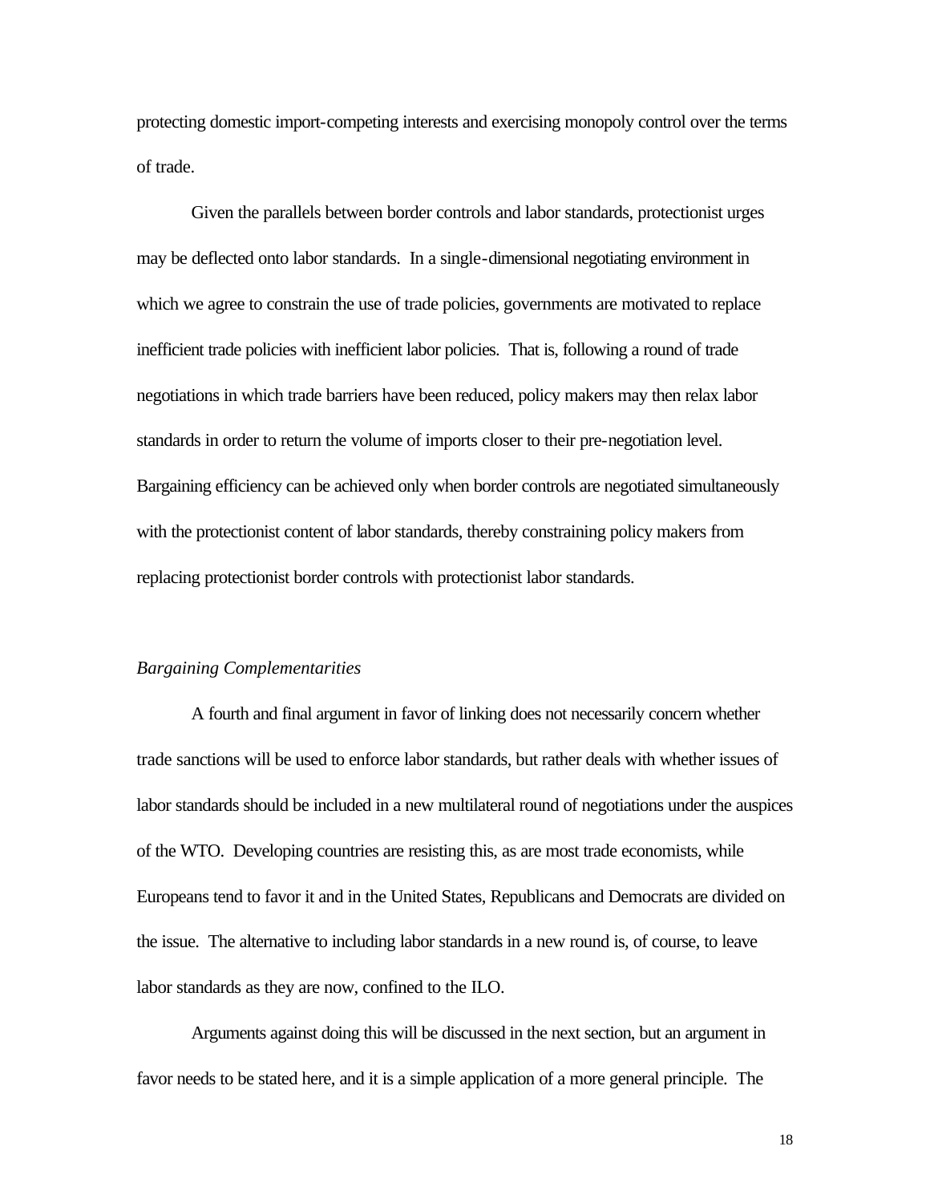protecting domestic import-competing interests and exercising monopoly control over the terms of trade.

Given the parallels between border controls and labor standards, protectionist urges may be deflected onto labor standards. In a single-dimensional negotiating environment in which we agree to constrain the use of trade policies, governments are motivated to replace inefficient trade policies with inefficient labor policies. That is, following a round of trade negotiations in which trade barriers have been reduced, policy makers may then relax labor standards in order to return the volume of imports closer to their pre-negotiation level. Bargaining efficiency can be achieved only when border controls are negotiated simultaneously with the protectionist content of labor standards, thereby constraining policy makers from replacing protectionist border controls with protectionist labor standards.

*Bargaining Complementarities*

A fourth and final argument in favor of linking does not necessarily concern whether trade sanctions will be used to enforce labor standards, but rather deals with whether issues of labor standards should be included in a new multilateral round of negotiations under the auspices of the WTO. Developing countries are resisting this, as are most trade economists, while Europeans tend to favor it and in the United States, Republicans and Democrats are divided on the issue. The alternative to including labor standards in a new round is, of course, to leave labor standards as they are now, confined to the ILO.

Arguments against doing this will be discussed in the next section, but an argument in favor needs to be stated here, and it is a simple application of a more general principle. The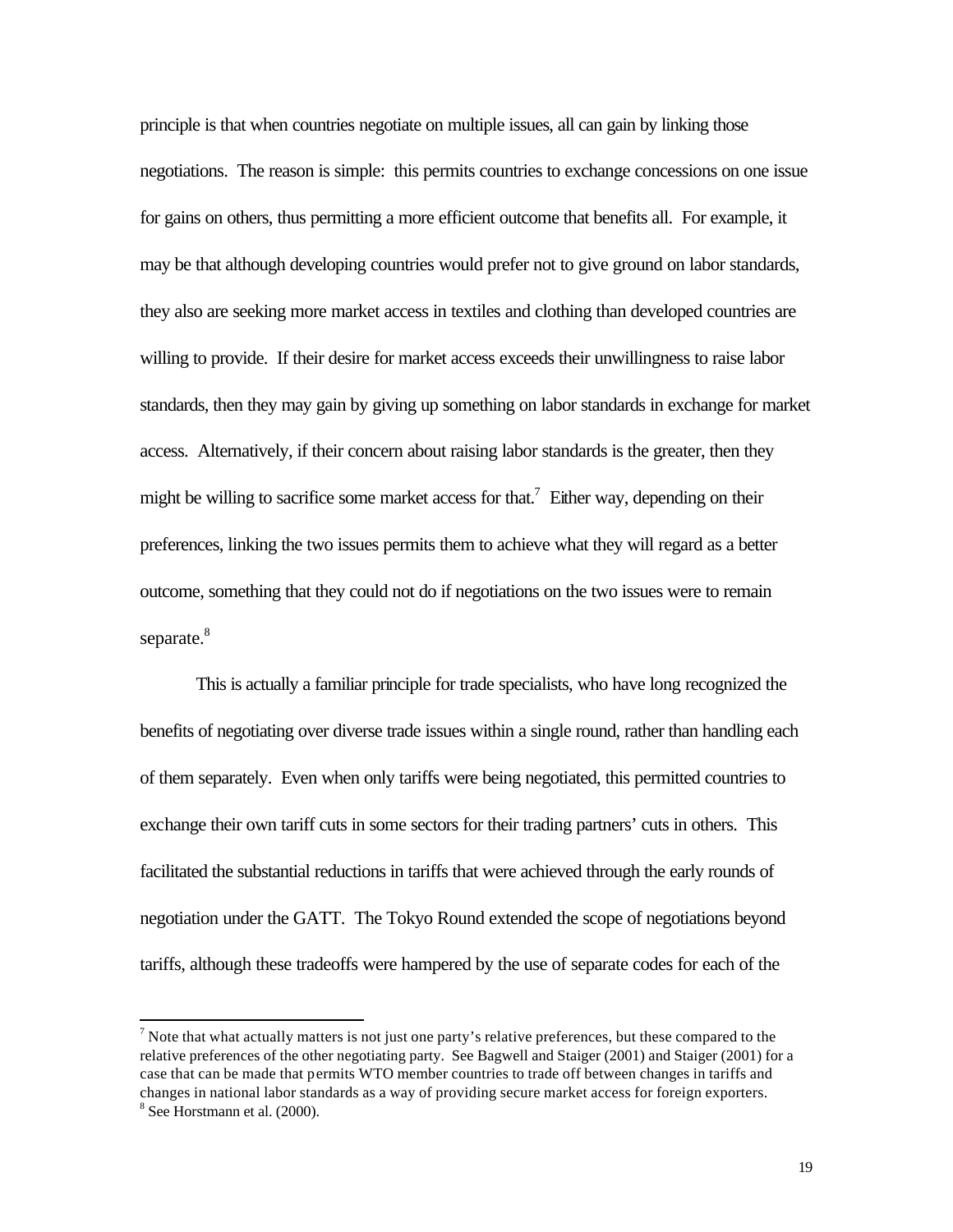principle is that when countries negotiate on multiple issues, all can gain by linking those negotiations. The reason is simple: this permits countries to exchange concessions on one issue for gains on others, thus permitting a more efficient outcome that benefits all. For example, it may be that although developing countries would prefer not to give ground on labor standards, they also are seeking more market access in textiles and clothing than developed countries are willing to provide. If their desire for market access exceeds their unwillingness to raise labor standards, then they may gain by giving up something on labor standards in exchange for market access. Alternatively, if their concern about raising labor standards is the greater, then they might be willing to sacrifice some market access for that.[7] Either way, depending on their preferences, linking the two issues permits them to achieve what they will regard as a better outcome, something that they could not do if negotiations on the two issues were to remain separate.[8]

This is actually a familiar principle for trade specialists, who have long recognized the benefits of negotiating over diverse trade issues within a single round, rather than handling each of them separately. Even when only tariffs were being negotiated, this permitted countries to exchange their own tariff cuts in some sectors for their trading partners' cuts in others. This facilitated the substantial reductions in tariffs that were achieved through the early rounds of negotiation under the GATT. The Tokyo Round extended the scope of negotiations beyond tariffs, although these tradeoffs were hampered by the use of separate codes for each of the

---

[7] Note that what actually matters is not just one party's relative preferences, but these compared to the relative preferences of the other negotiating party. See Bagwell and Staiger (2001) and Staiger (2001) for a case that can be made that permits WTO member countries to trade off between changes in tariffs and changes in national labor standards as a way of providing secure market access for foreign exporters.

[8] See Horstmann et al. (2000).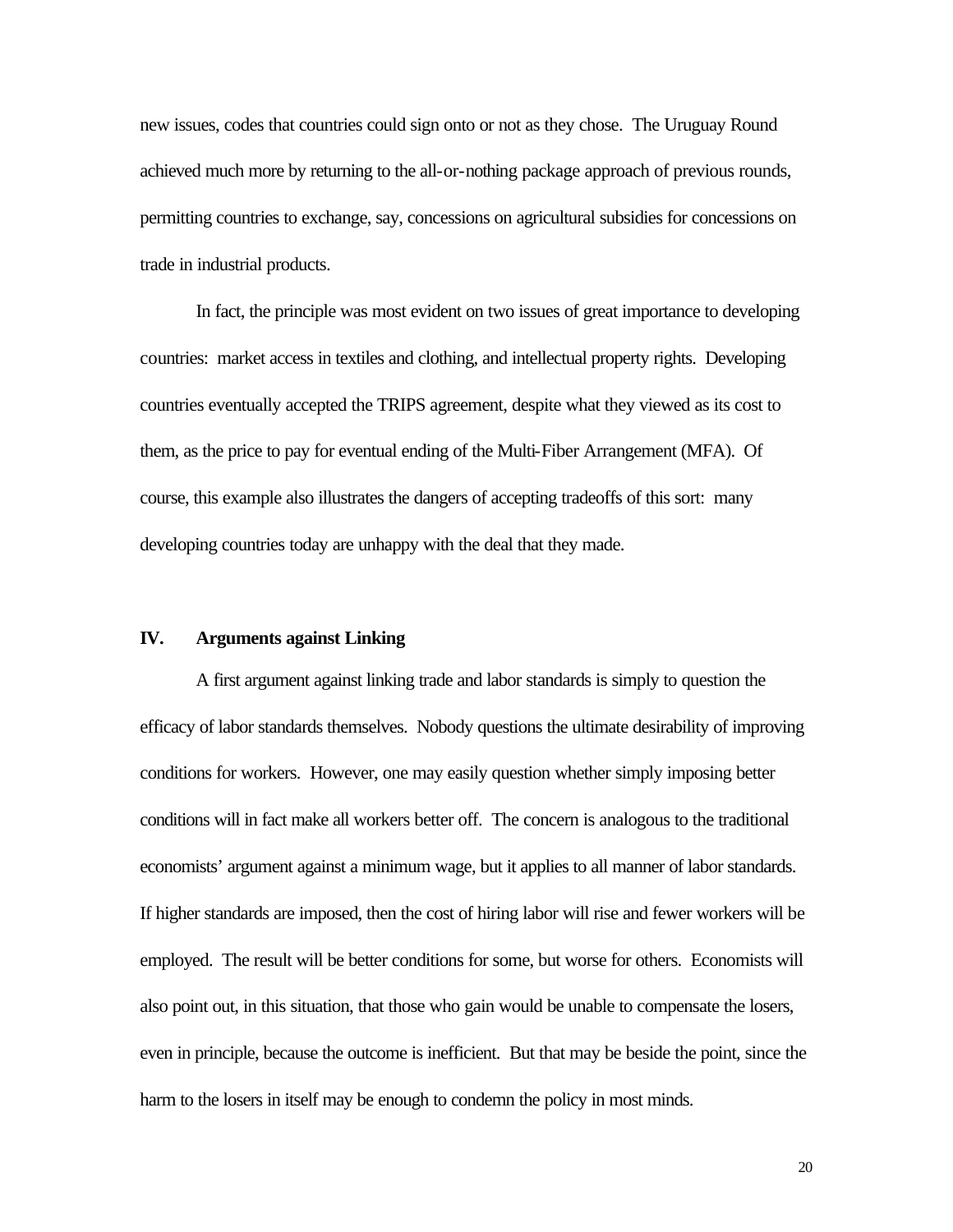new issues, codes that countries could sign onto or not as they chose. The Uruguay Round achieved much more by returning to the all-or-nothing package approach of previous rounds, permitting countries to exchange, say, concessions on agricultural subsidies for concessions on trade in industrial products.

In fact, the principle was most evident on two issues of great importance to developing countries: market access in textiles and clothing, and intellectual property rights. Developing countries eventually accepted the TRIPS agreement, despite what they viewed as its cost to them, as the price to pay for eventual ending of the Multi-Fiber Arrangement (MFA). Of course, this example also illustrates the dangers of accepting tradeoffs of this sort: many developing countries today are unhappy with the deal that they made.

## IV. Arguments against Linking

A first argument against linking trade and labor standards is simply to question the efficacy of labor standards themselves. Nobody questions the ultimate desirability of improving conditions for workers. However, one may easily question whether simply imposing better conditions will in fact make all workers better off. The concern is analogous to the traditional economists' argument against a minimum wage, but it applies to all manner of labor standards. If higher standards are imposed, then the cost of hiring labor will rise and fewer workers will be employed. The result will be better conditions for some, but worse for others. Economists will also point out, in this situation, that those who gain would be unable to compensate the losers, even in principle, because the outcome is inefficient. But that may be beside the point, since the harm to the losers in itself may be enough to condemn the policy in most minds.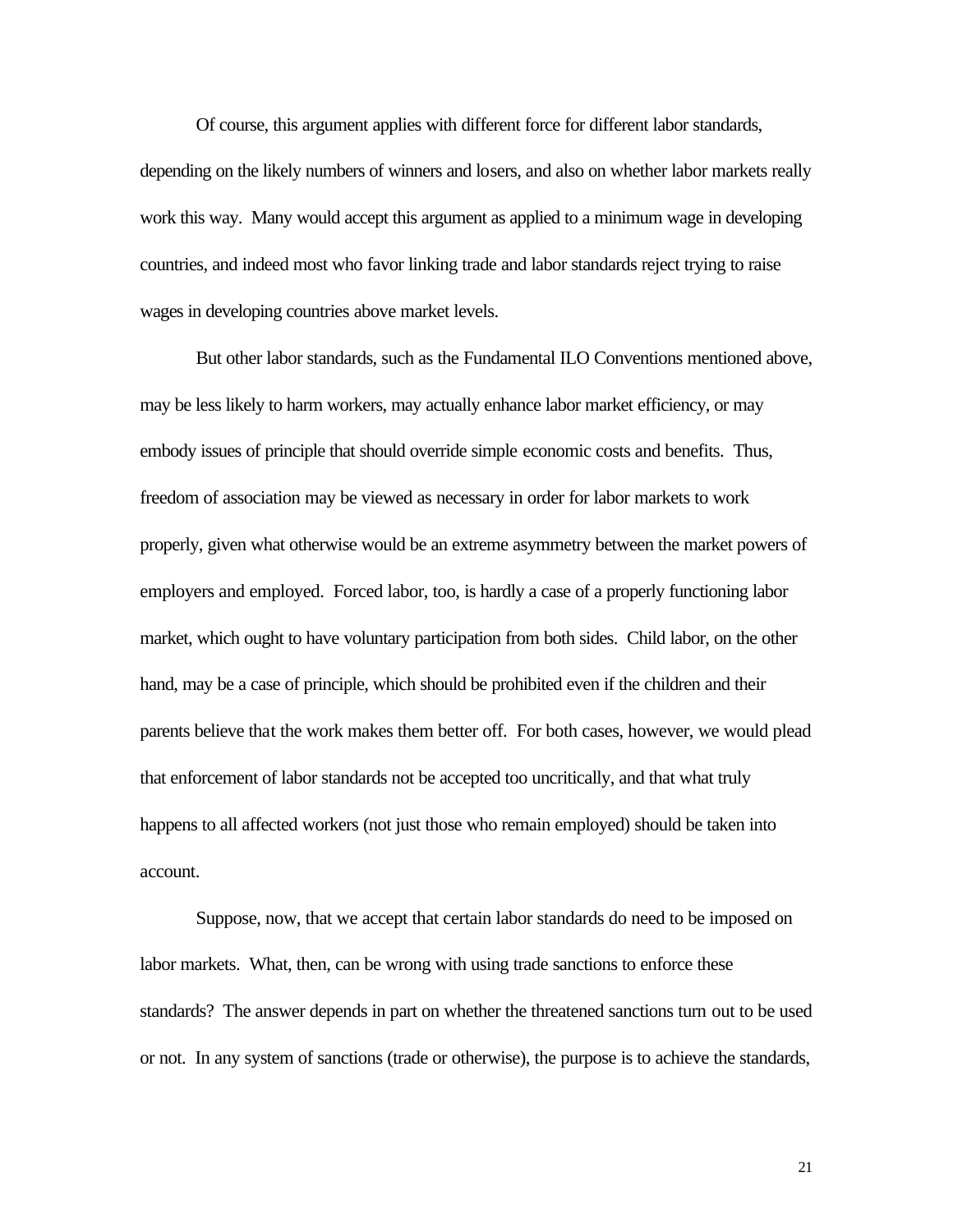Of course, this argument applies with different force for different labor standards, depending on the likely numbers of winners and losers, and also on whether labor markets really work this way. Many would accept this argument as applied to a minimum wage in developing countries, and indeed most who favor linking trade and labor standards reject trying to raise wages in developing countries above market levels.

But other labor standards, such as the Fundamental ILO Conventions mentioned above, may be less likely to harm workers, may actually enhance labor market efficiency, or may embody issues of principle that should override simple economic costs and benefits. Thus, freedom of association may be viewed as necessary in order for labor markets to work properly, given what otherwise would be an extreme asymmetry between the market powers of employers and employed. Forced labor, too, is hardly a case of a properly functioning labor market, which ought to have voluntary participation from both sides. Child labor, on the other hand, may be a case of principle, which should be prohibited even if the children and their parents believe that the work makes them better off. For both cases, however, we would plead that enforcement of labor standards not be accepted too uncritically, and that what truly happens to all affected workers (not just those who remain employed) should be taken into account.

Suppose, now, that we accept that certain labor standards do need to be imposed on labor markets. What, then, can be wrong with using trade sanctions to enforce these standards? The answer depends in part on whether the threatened sanctions turn out to be used or not. In any system of sanctions (trade or otherwise), the purpose is to achieve the standards,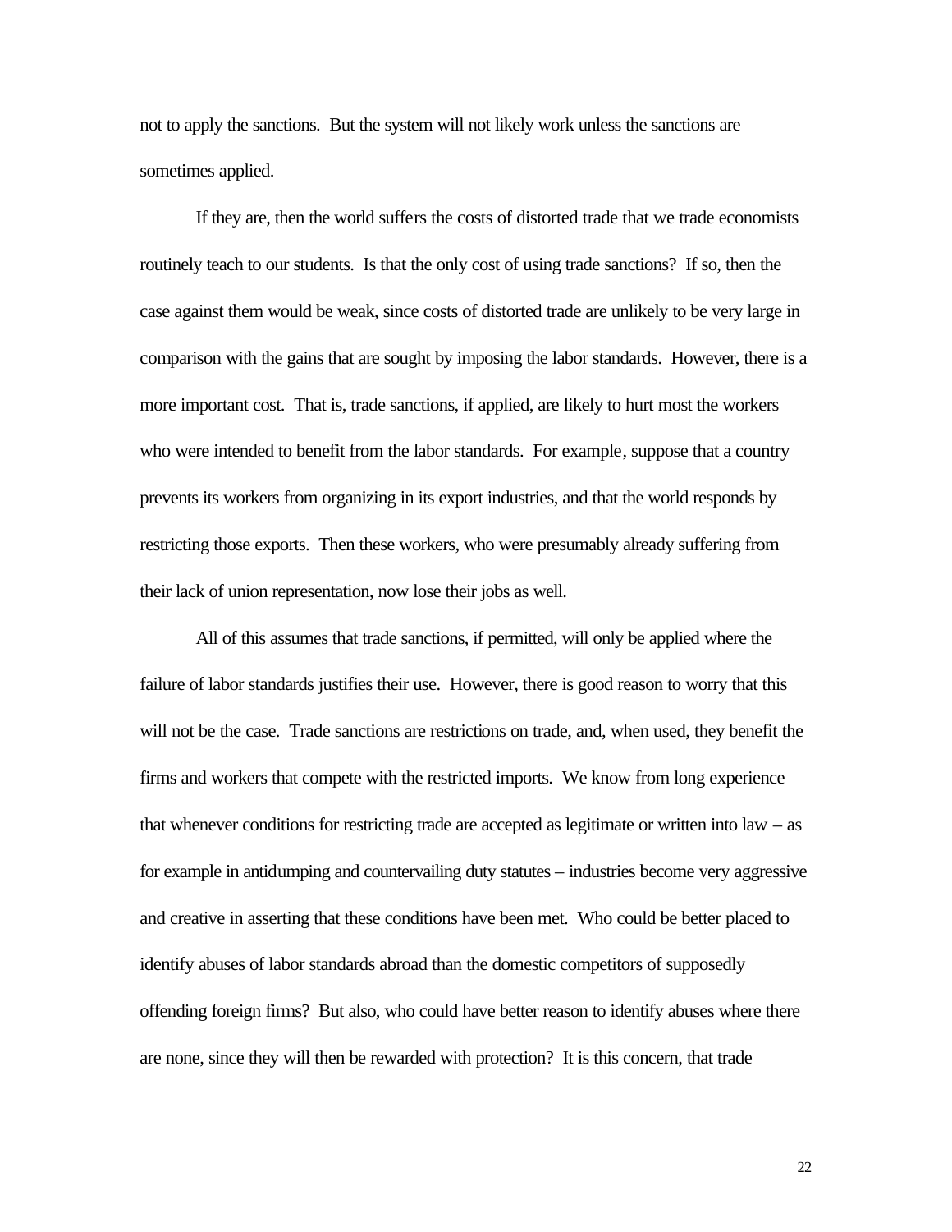not to apply the sanctions. But the system will not likely work unless the sanctions are sometimes applied.

If they are, then the world suffers the costs of distorted trade that we trade economists routinely teach to our students. Is that the only cost of using trade sanctions? If so, then the case against them would be weak, since costs of distorted trade are unlikely to be very large in comparison with the gains that are sought by imposing the labor standards. However, there is a more important cost. That is, trade sanctions, if applied, are likely to hurt most the workers who were intended to benefit from the labor standards. For example, suppose that a country prevents its workers from organizing in its export industries, and that the world responds by restricting those exports. Then these workers, who were presumably already suffering from their lack of union representation, now lose their jobs as well.

All of this assumes that trade sanctions, if permitted, will only be applied where the failure of labor standards justifies their use. However, there is good reason to worry that this will not be the case. Trade sanctions are restrictions on trade, and, when used, they benefit the firms and workers that compete with the restricted imports. We know from long experience that whenever conditions for restricting trade are accepted as legitimate or written into law – as for example in antidumping and countervailing duty statutes – industries become very aggressive and creative in asserting that these conditions have been met. Who could be better placed to identify abuses of labor standards abroad than the domestic competitors of supposedly offending foreign firms? But also, who could have better reason to identify abuses where there are none, since they will then be rewarded with protection? It is this concern, that trade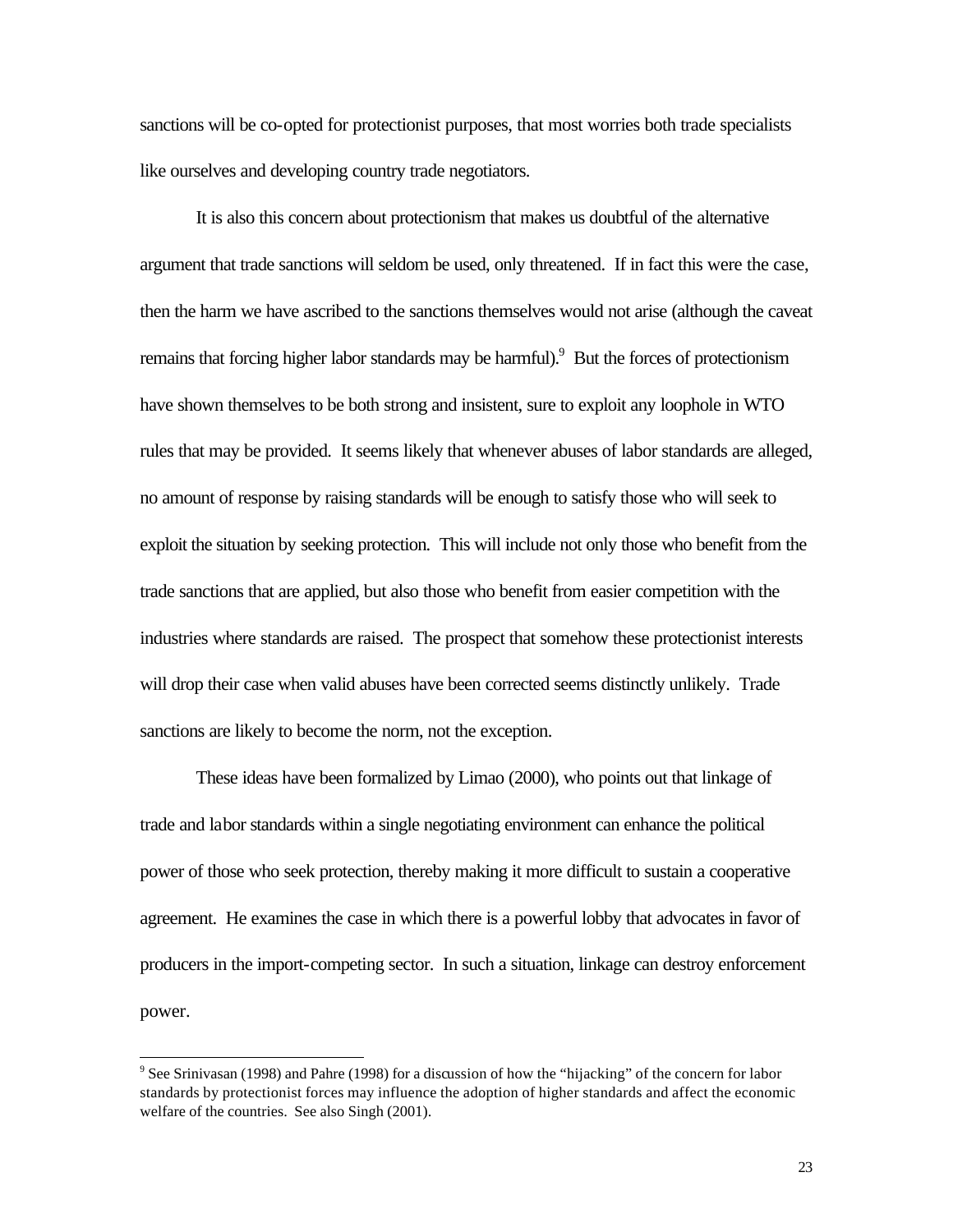sanctions will be co-opted for protectionist purposes, that most worries both trade specialists like ourselves and developing country trade negotiators.

It is also this concern about protectionism that makes us doubtful of the alternative argument that trade sanctions will seldom be used, only threatened. If in fact this were the case, then the harm we have ascribed to the sanctions themselves would not arise (although the caveat remains that forcing higher labor standards may be harmful).[9] But the forces of protectionism have shown themselves to be both strong and insistent, sure to exploit any loophole in WTO rules that may be provided. It seems likely that whenever abuses of labor standards are alleged, no amount of response by raising standards will be enough to satisfy those who will seek to exploit the situation by seeking protection. This will include not only those who benefit from the trade sanctions that are applied, but also those who benefit from easier competition with the industries where standards are raised. The prospect that somehow these protectionist interests will drop their case when valid abuses have been corrected seems distinctly unlikely. Trade sanctions are likely to become the norm, not the exception.

These ideas have been formalized by Limao (2000), who points out that linkage of trade and labor standards within a single negotiating environment can enhance the political power of those who seek protection, thereby making it more difficult to sustain a cooperative agreement. He examines the case in which there is a powerful lobby that advocates in favor of producers in the import-competing sector. In such a situation, linkage can destroy enforcement power.

[9] See Srinivasan (1998) and Pahre (1998) for a discussion of how the "hijacking" of the concern for labor standards by protectionist forces may influence the adoption of higher standards and affect the economic welfare of the countries. See also Singh (2001).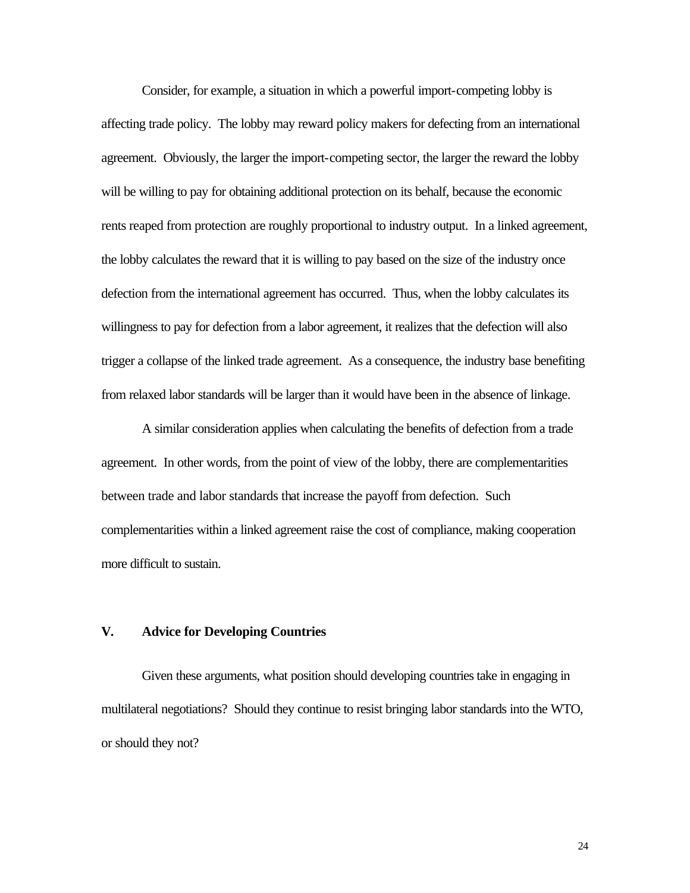Consider, for example, a situation in which a powerful import-competing lobby is affecting trade policy. The lobby may reward policy makers for defecting from an international agreement. Obviously, the larger the import-competing sector, the larger the reward the lobby will be willing to pay for obtaining additional protection on its behalf, because the economic rents reaped from protection are roughly proportional to industry output. In a linked agreement, the lobby calculates the reward that it is willing to pay based on the size of the industry once defection from the international agreement has occurred. Thus, when the lobby calculates its willingness to pay for defection from a labor agreement, it realizes that the defection will also trigger a collapse of the linked trade agreement. As a consequence, the industry base benefiting from relaxed labor standards will be larger than it would have been in the absence of linkage.

A similar consideration applies when calculating the benefits of defection from a trade agreement. In other words, from the point of view of the lobby, there are complementarities between trade and labor standards that increase the payoff from defection. Such complementarities within a linked agreement raise the cost of compliance, making cooperation more difficult to sustain.

## V. Advice for Developing Countries

Given these arguments, what position should developing countries take in engaging in multilateral negotiations? Should they continue to resist bringing labor standards into the WTO, or should they not?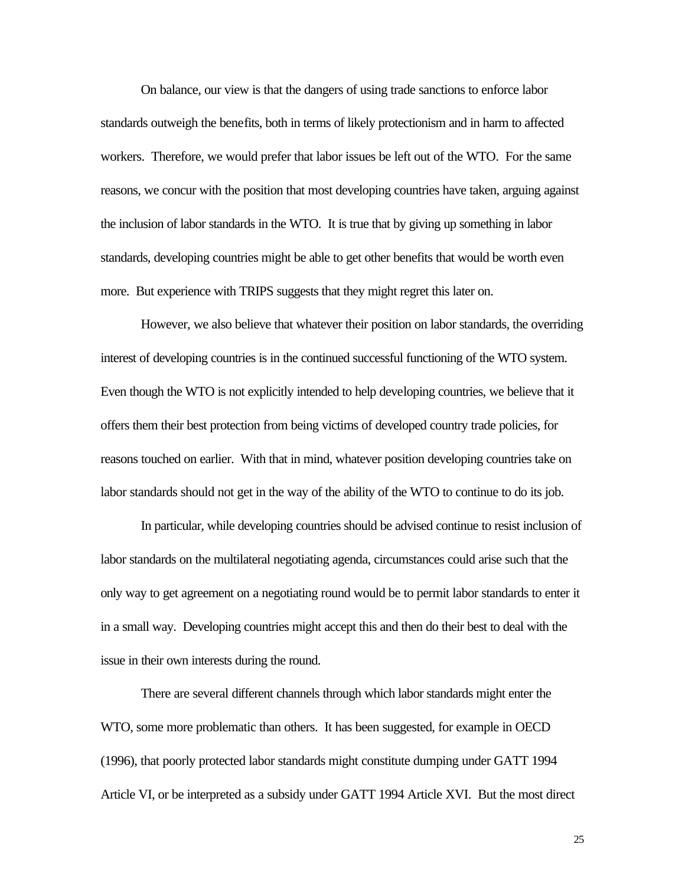On balance, our view is that the dangers of using trade sanctions to enforce labor standards outweigh the benefits, both in terms of likely protectionism and in harm to affected workers. Therefore, we would prefer that labor issues be left out of the WTO. For the same reasons, we concur with the position that most developing countries have taken, arguing against the inclusion of labor standards in the WTO. It is true that by giving up something in labor standards, developing countries might be able to get other benefits that would be worth even more. But experience with TRIPS suggests that they might regret this later on.

However, we also believe that whatever their position on labor standards, the overriding interest of developing countries is in the continued successful functioning of the WTO system. Even though the WTO is not explicitly intended to help developing countries, we believe that it offers them their best protection from being victims of developed country trade policies, for reasons touched on earlier. With that in mind, whatever position developing countries take on labor standards should not get in the way of the ability of the WTO to continue to do its job.

In particular, while developing countries should be advised continue to resist inclusion of labor standards on the multilateral negotiating agenda, circumstances could arise such that the only way to get agreement on a negotiating round would be to permit labor standards to enter it in a small way. Developing countries might accept this and then do their best to deal with the issue in their own interests during the round.

There are several different channels through which labor standards might enter the WTO, some more problematic than others. It has been suggested, for example in OECD (1996), that poorly protected labor standards might constitute dumping under GATT 1994 Article VI, or be interpreted as a subsidy under GATT 1994 Article XVI. But the most direct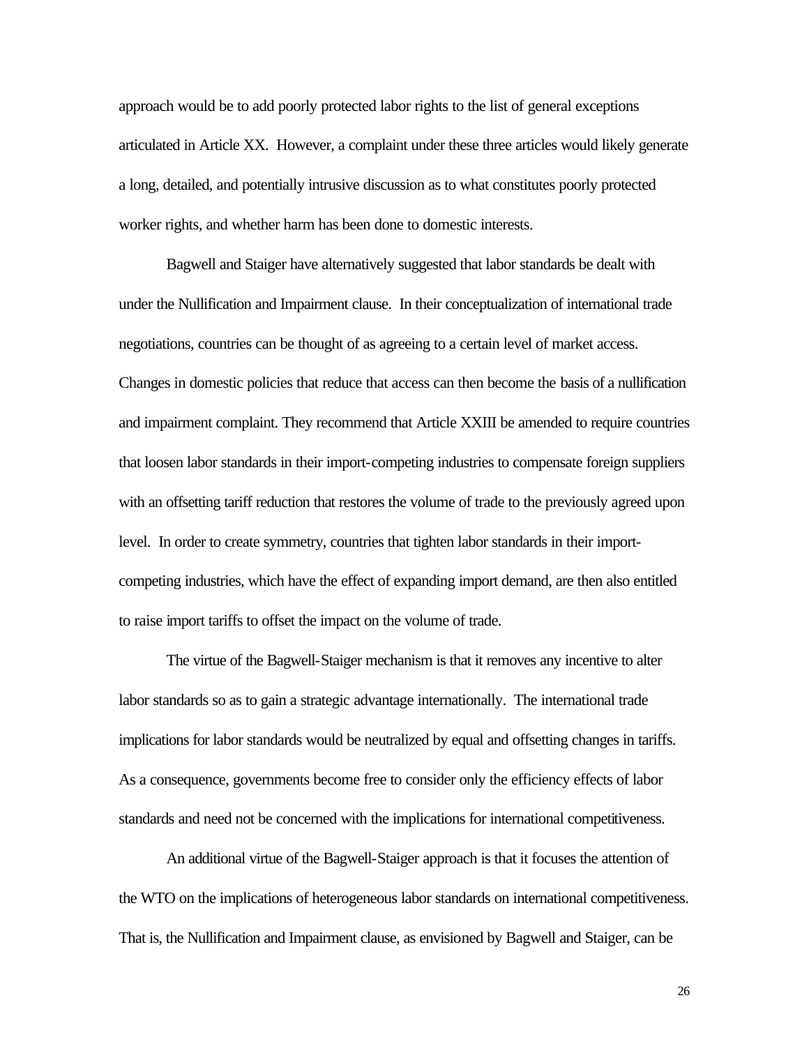approach would be to add poorly protected labor rights to the list of general exceptions articulated in Article XX. However, a complaint under these three articles would likely generate a long, detailed, and potentially intrusive discussion as to what constitutes poorly protected worker rights, and whether harm has been done to domestic interests.

Bagwell and Staiger have alternatively suggested that labor standards be dealt with under the Nullification and Impairment clause. In their conceptualization of international trade negotiations, countries can be thought of as agreeing to a certain level of market access. Changes in domestic policies that reduce that access can then become the basis of a nullification and impairment complaint. They recommend that Article XXIII be amended to require countries that loosen labor standards in their import-competing industries to compensate foreign suppliers with an offsetting tariff reduction that restores the volume of trade to the previously agreed upon level. In order to create symmetry, countries that tighten labor standards in their import-competing industries, which have the effect of expanding import demand, are then also entitled to raise import tariffs to offset the impact on the volume of trade.

The virtue of the Bagwell-Staiger mechanism is that it removes any incentive to alter labor standards so as to gain a strategic advantage internationally. The international trade implications for labor standards would be neutralized by equal and offsetting changes in tariffs. As a consequence, governments become free to consider only the efficiency effects of labor standards and need not be concerned with the implications for international competitiveness.

An additional virtue of the Bagwell-Staiger approach is that it focuses the attention of the WTO on the implications of heterogeneous labor standards on international competitiveness. That is, the Nullification and Impairment clause, as envisioned by Bagwell and Staiger, can be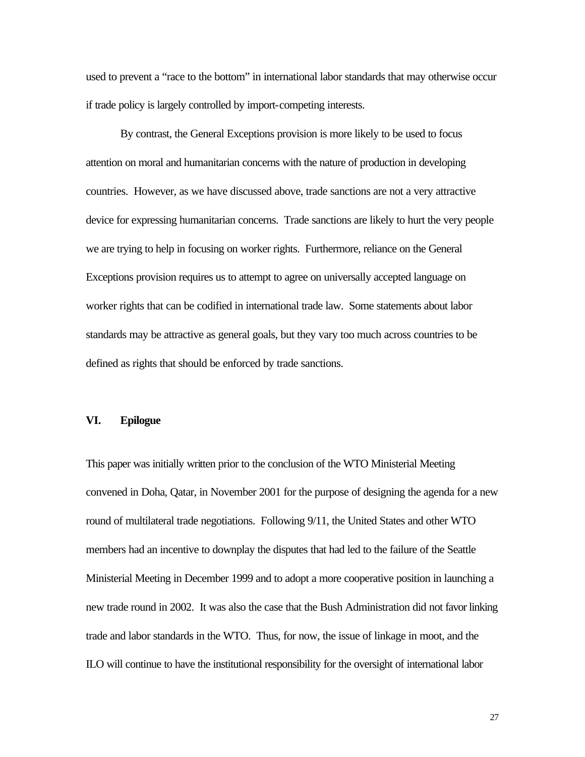used to prevent a "race to the bottom" in international labor standards that may otherwise occur if trade policy is largely controlled by import-competing interests.

By contrast, the General Exceptions provision is more likely to be used to focus attention on moral and humanitarian concerns with the nature of production in developing countries. However, as we have discussed above, trade sanctions are not a very attractive device for expressing humanitarian concerns. Trade sanctions are likely to hurt the very people we are trying to help in focusing on worker rights. Furthermore, reliance on the General Exceptions provision requires us to attempt to agree on universally accepted language on worker rights that can be codified in international trade law. Some statements about labor standards may be attractive as general goals, but they vary too much across countries to be defined as rights that should be enforced by trade sanctions.

## VI. Epilogue

This paper was initially written prior to the conclusion of the WTO Ministerial Meeting convened in Doha, Qatar, in November 2001 for the purpose of designing the agenda for a new round of multilateral trade negotiations. Following 9/11, the United States and other WTO members had an incentive to downplay the disputes that had led to the failure of the Seattle Ministerial Meeting in December 1999 and to adopt a more cooperative position in launching a new trade round in 2002. It was also the case that the Bush Administration did not favor linking trade and labor standards in the WTO. Thus, for now, the issue of linkage in moot, and the ILO will continue to have the institutional responsibility for the oversight of international labor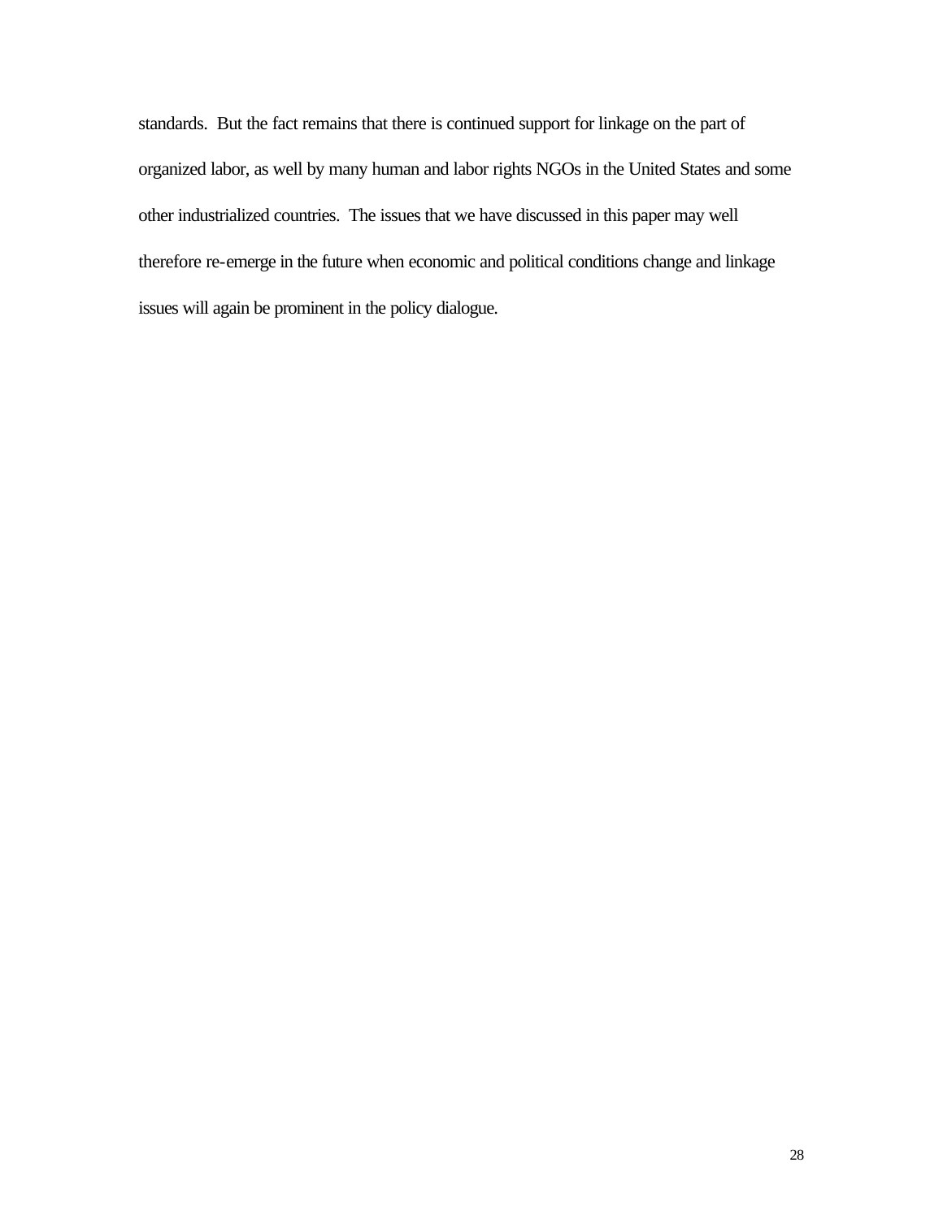standards. But the fact remains that there is continued support for linkage on the part of organized labor, as well by many human and labor rights NGOs in the United States and some other industrialized countries. The issues that we have discussed in this paper may well therefore re-emerge in the future when economic and political conditions change and linkage issues will again be prominent in the policy dialogue.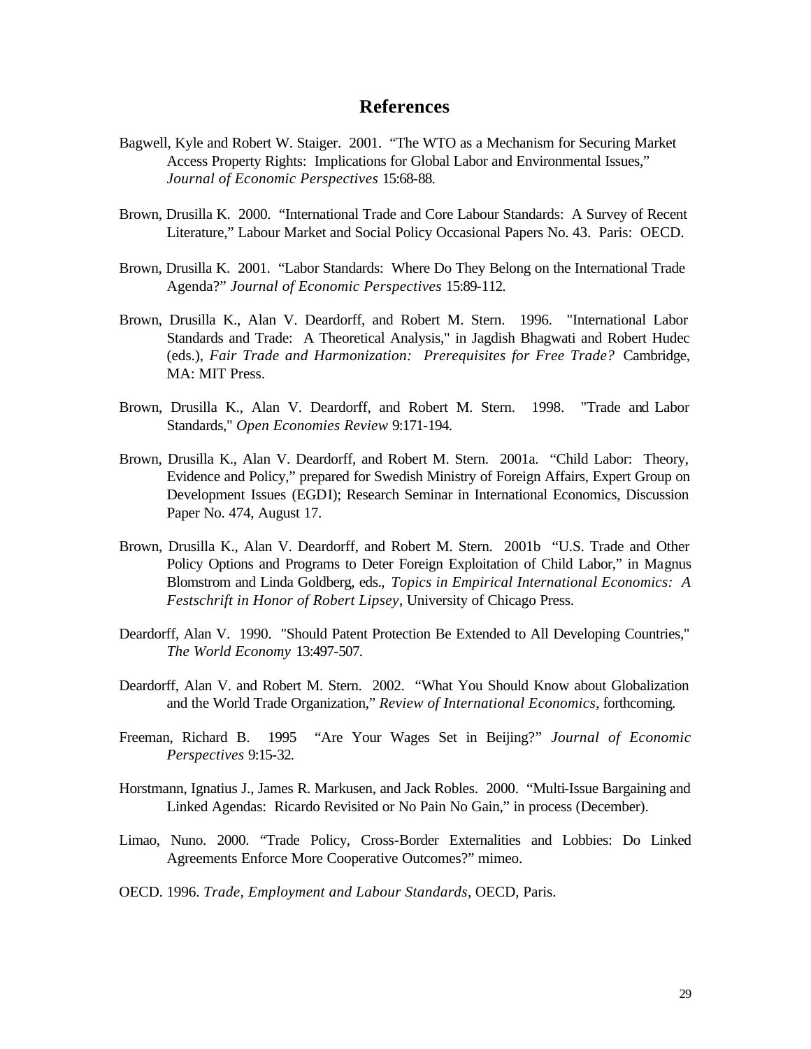# References

Bagwell, Kyle and Robert W. Staiger. 2001. "The WTO as a Mechanism for Securing Market Access Property Rights: Implications for Global Labor and Environmental Issues," *Journal of Economic Perspectives* 15:68-88.

Brown, Drusilla K. 2000. "International Trade and Core Labour Standards: A Survey of Recent Literature," Labour Market and Social Policy Occasional Papers No. 43. Paris: OECD.

Brown, Drusilla K. 2001. "Labor Standards: Where Do They Belong on the International Trade Agenda?" *Journal of Economic Perspectives* 15:89-112.

Brown, Drusilla K., Alan V. Deardorff, and Robert M. Stern. 1996. "International Labor Standards and Trade: A Theoretical Analysis," in Jagdish Bhagwati and Robert Hudec (eds.), *Fair Trade and Harmonization: Prerequisites for Free Trade?* Cambridge, MA: MIT Press.

Brown, Drusilla K., Alan V. Deardorff, and Robert M. Stern. 1998. "Trade and Labor Standards," *Open Economies Review* 9:171-194.

Brown, Drusilla K., Alan V. Deardorff, and Robert M. Stern. 2001a. "Child Labor: Theory, Evidence and Policy," prepared for Swedish Ministry of Foreign Affairs, Expert Group on Development Issues (EGDI); Research Seminar in International Economics, Discussion Paper No. 474, August 17.

Brown, Drusilla K., Alan V. Deardorff, and Robert M. Stern. 2001b "U.S. Trade and Other Policy Options and Programs to Deter Foreign Exploitation of Child Labor," in Magnus Blomstrom and Linda Goldberg, eds., *Topics in Empirical International Economics: A Festschrift in Honor of Robert Lipsey*, University of Chicago Press.

Deardorff, Alan V. 1990. "Should Patent Protection Be Extended to All Developing Countries," *The World Economy* 13:497-507.

Deardorff, Alan V. and Robert M. Stern. 2002. "What You Should Know about Globalization and the World Trade Organization," *Review of International Economics*, forthcoming.

Freeman, Richard B. 1995 "Are Your Wages Set in Beijing?" *Journal of Economic Perspectives* 9:15-32.

Horstmann, Ignatius J., James R. Markusen, and Jack Robles. 2000. "Multi-Issue Bargaining and Linked Agendas: Ricardo Revisited or No Pain No Gain," in process (December).

Limao, Nuno. 2000. "Trade Policy, Cross-Border Externalities and Lobbies: Do Linked Agreements Enforce More Cooperative Outcomes?" mimeo.

OECD. 1996. *Trade, Employment and Labour Standards*, OECD, Paris.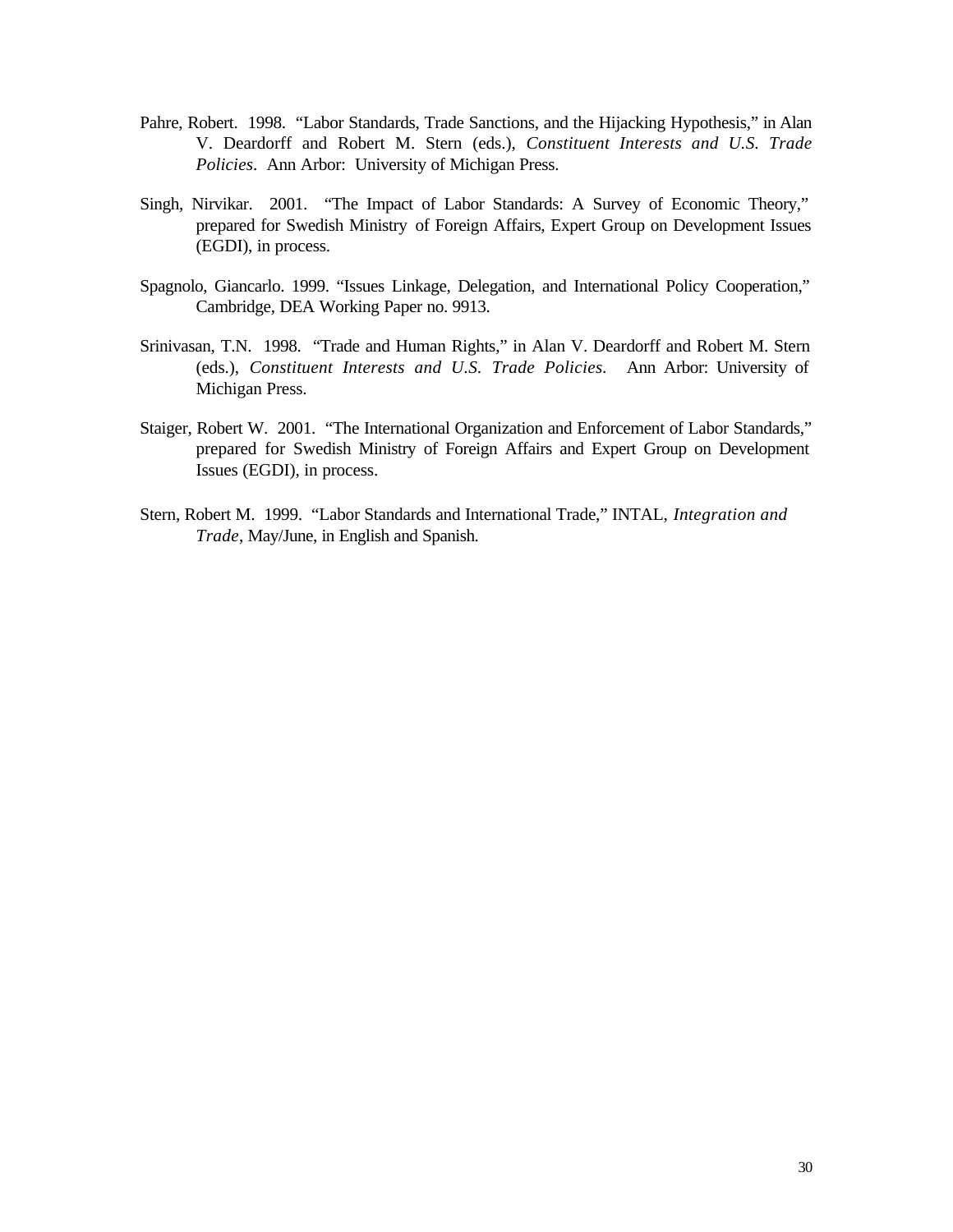Pahre, Robert. 1998. "Labor Standards, Trade Sanctions, and the Hijacking Hypothesis," in Alan V. Deardorff and Robert M. Stern (eds.), *Constituent Interests and U.S. Trade Policies*. Ann Arbor: University of Michigan Press.

Singh, Nirvikar. 2001. "The Impact of Labor Standards: A Survey of Economic Theory," prepared for Swedish Ministry of Foreign Affairs, Expert Group on Development Issues (EGDI), in process.

Spagnolo, Giancarlo. 1999. "Issues Linkage, Delegation, and International Policy Cooperation," Cambridge, DEA Working Paper no. 9913.

Srinivasan, T.N. 1998. "Trade and Human Rights," in Alan V. Deardorff and Robert M. Stern (eds.), *Constituent Interests and U.S. Trade Policies*. Ann Arbor: University of Michigan Press.

Staiger, Robert W. 2001. "The International Organization and Enforcement of Labor Standards," prepared for Swedish Ministry of Foreign Affairs and Expert Group on Development Issues (EGDI), in process.

Stern, Robert M. 1999. "Labor Standards and International Trade," INTAL, *Integration and Trade*, May/June, in English and Spanish.